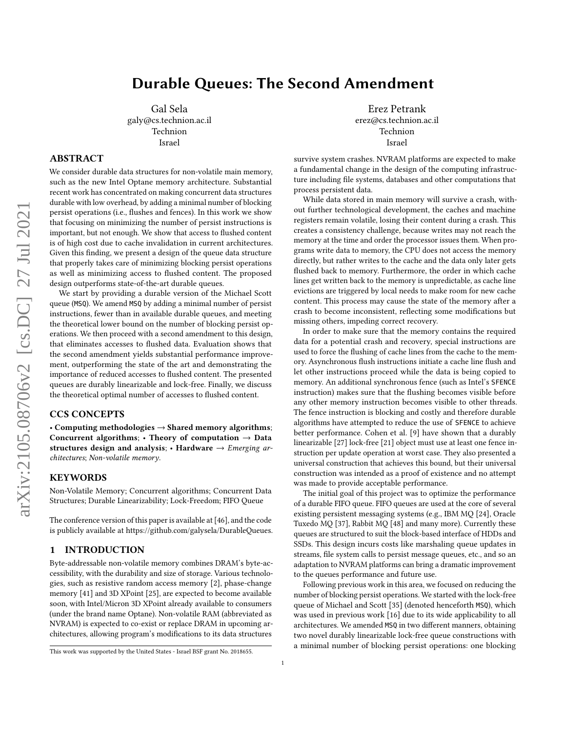# Durable Queues: The Second Amendment

Gal Sela
galy@cs.technion.ac.il
Technion
Israel

Erez Petrank
erez@cs.technion.ac.il
Technion
Israel

## ABSTRACT

We consider durable data structures for non-volatile main memory, such as the new Intel Optane memory architecture. Substantial recent work has concentrated on making concurrent data structures durable with low overhead, by adding a minimal number of blocking persist operations (i.e., flushes and fences). In this work we show that focusing on minimizing the number of persist instructions is important, but not enough. We show that access to flushed content is of high cost due to cache invalidation in current architectures. Given this finding, we present a design of the queue data structure that properly takes care of minimizing blocking persist operations as well as minimizing access to flushed content. The proposed design outperforms state-of-the-art durable queues.

We start by providing a durable version of the Michael Scott queue (MSQ). We amend MSQ by adding a minimal number of persist instructions, fewer than in available durable queues, and meeting the theoretical lower bound on the number of blocking persist operations. We then proceed with a second amendment to this design, that eliminates accesses to flushed data. Evaluation shows that the second amendment yields substantial performance improvement, outperforming the state of the art and demonstrating the importance of reduced accesses to flushed content. The presented queues are durably linearizable and lock-free. Finally, we discuss the theoretical optimal number of accesses to flushed content.

## CCS CONCEPTS

• **Computing methodologies** → **Shared memory algorithms**; **Concurrent algorithms**; • **Theory of computation** → **Data structures design and analysis**; • **Hardware** → *Emerging architectures*; *Non-volatile memory*.

## KEYWORDS

Non-Volatile Memory; Concurrent algorithms; Concurrent Data Structures; Durable Linearizability; Lock-Freedom; FIFO Queue

The conference version of this paper is available at [46], and the code is publicly available at https://github.com/galysela/DurableQueues.

## 1 INTRODUCTION

Byte-addressable non-volatile memory combines DRAM's byte-accessibility, with the durability and size of storage. Various technologies, such as resistive random access memory [2], phase-change memory [41] and 3D XPoint [25], are expected to become available soon, with Intel/Micron 3D XPoint already available to consumers (under the brand name Optane). Non-volatile RAM (abbreviated as NVRAM) is expected to co-exist or replace DRAM in upcoming architectures, allowing program's modifications to its data structures survive system crashes. NVRAM platforms are expected to make a fundamental change in the design of the computing infrastructure including file systems, databases and other computations that process persistent data.

While data stored in main memory will survive a crash, without further technological development, the caches and machine registers remain volatile, losing their content during a crash. This creates a consistency challenge, because writes may not reach the memory at the time and order the processor issues them. When programs write data to memory, the CPU does not access the memory directly, but rather writes to the cache and the data only later gets flushed back to memory. Furthermore, the order in which cache lines get written back to the memory is unpredictable, as cache line evictions are triggered by local needs to make room for new cache content. This process may cause the state of the memory after a crash to become inconsistent, reflecting some modifications but missing others, impeding correct recovery.

In order to make sure that the memory contains the required data for a potential crash and recovery, special instructions are used to force the flushing of cache lines from the cache to the memory. Asynchronous flush instructions initiate a cache line flush and let other instructions proceed while the data is being copied to memory. An additional synchronous fence (such as Intel's SFENCE instruction) makes sure that the flushing becomes visible before any other memory instruction becomes visible to other threads. The fence instruction is blocking and costly and therefore durable algorithms have attempted to reduce the use of SFENCE to achieve better performance. Cohen et al. [9] have shown that a durably linearizable [27] lock-free [21] object must use at least one fence instruction per update operation at worst case. They also presented a universal construction that achieves this bound, but their universal construction was intended as a proof of existence and no attempt was made to provide acceptable performance.

The initial goal of this project was to optimize the performance of a durable FIFO queue. FIFO queues are used at the core of several existing persistent messaging systems (e.g., IBM MQ [24], Oracle Tuxedo MQ [37], Rabbit MQ [48] and many more). Currently these queues are structured to suit the block-based interface of HDDs and SSDs. This design incurs costs like marshaling queue updates in streams, file system calls to persist message queues, etc., and so an adaptation to NVRAM platforms can bring a dramatic improvement to the queues performance and future use.

Following previous work in this area, we focused on reducing the number of blocking persist operations. We started with the lock-free queue of Michael and Scott [35] (denoted henceforth MSQ), which was used in previous work [16] due to its wide applicability to all architectures. We amended MSQ in two different manners, obtaining two novel durably linearizable lock-free queue constructions with a minimal number of blocking persist operations: one blocking

This work was supported by the United States - Israel BSF grant No. 2018655.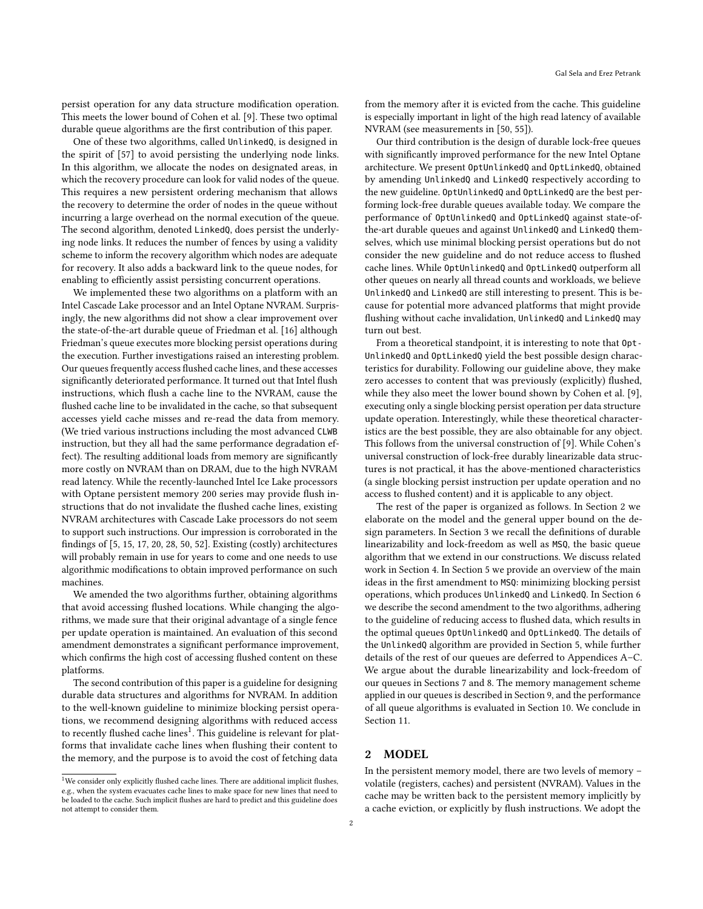persist operation for any data structure modification operation. This meets the lower bound of Cohen et al. [9]. These two optimal durable queue algorithms are the first contribution of this paper.

One of these two algorithms, called `UnlinkedQ`, is designed in the spirit of [57] to avoid persisting the underlying node links. In this algorithm, we allocate the nodes on designated areas, in which the recovery procedure can look for valid nodes of the queue. This requires a new persistent ordering mechanism that allows the recovery to determine the order of nodes in the queue without incurring a large overhead on the normal execution of the queue. The second algorithm, denoted `LinkedQ`, does persist the underlying node links. It reduces the number of fences by using a validity scheme to inform the recovery algorithm which nodes are adequate for recovery. It also adds a backward link to the queue nodes, for enabling to efficiently assist persisting concurrent operations.

We implemented these two algorithms on a platform with an Intel Cascade Lake processor and an Intel Optane NVRAM. Surprisingly, the new algorithms did not show a clear improvement over the state-of-the-art durable queue of Friedman et al. [16] although Friedman's queue executes more blocking persist operations during the execution. Further investigations raised an interesting problem. Our queues frequently access flushed cache lines, and these accesses significantly deteriorated performance. It turned out that Intel flush instructions, which flush a cache line to the NVRAM, cause the flushed cache line to be invalidated in the cache, so that subsequent accesses yield cache misses and re-read the data from memory. (We tried various instructions including the most advanced `CLWB` instruction, but they all had the same performance degradation effect). The resulting additional loads from memory are significantly more costly on NVRAM than on DRAM, due to the high NVRAM read latency. While the recently-launched Intel Ice Lake processors with Optane persistent memory 200 series may provide flush instructions that do not invalidate the flushed cache lines, existing NVRAM architectures with Cascade Lake processors do not seem to support such instructions. Our impression is corroborated in the findings of [5, 15, 17, 20, 28, 50, 52]. Existing (costly) architectures will probably remain in use for years to come and one needs to use algorithmic modifications to obtain improved performance on such machines.

We amended the two algorithms further, obtaining algorithms that avoid accessing flushed locations. While changing the algorithms, we made sure that their original advantage of a single fence per update operation is maintained. An evaluation of this second amendment demonstrates a significant performance improvement, which confirms the high cost of accessing flushed content on these platforms.

The second contribution of this paper is a guideline for designing durable data structures and algorithms for NVRAM. In addition to the well-known guideline to minimize blocking persist operations, we recommend designing algorithms with reduced access to recently flushed cache lines[1]. This guideline is relevant for platforms that invalidate cache lines when flushing their content to the memory, and the purpose is to avoid the cost of fetching data from the memory after it is evicted from the cache. This guideline is especially important in light of the high read latency of available NVRAM (see measurements in [50, 55]).

Our third contribution is the design of durable lock-free queues with significantly improved performance for the new Intel Optane architecture. We present `OptUnlinkedQ` and `OptLinkedQ`, obtained by amending `UnlinkedQ` and `LinkedQ` respectively according to the new guideline. `OptUnlinkedQ` and `OptLinkedQ` are the best performing lock-free durable queues available today. We compare the performance of `OptUnlinkedQ` and `OptLinkedQ` against state-of-the-art durable queues and against `UnlinkedQ` and `LinkedQ` themselves, which use minimal blocking persist operations but do not consider the new guideline and do not reduce access to flushed cache lines. While `OptUnlinkedQ` and `OptLinkedQ` outperform all other queues on nearly all thread counts and workloads, we believe `UnlinkedQ` and `LinkedQ` are still interesting to present. This is because for potential more advanced platforms that might provide flushing without cache invalidation, `UnlinkedQ` and `LinkedQ` may turn out best.

From a theoretical standpoint, it is interesting to note that `OptUnlinkedQ` and `OptLinkedQ` yield the best possible design characteristics for durability. Following our guideline above, they make zero accesses to content that was previously (explicitly) flushed, while they also meet the lower bound shown by Cohen et al. [9], executing only a single blocking persist operation per data structure update operation. Interestingly, while these theoretical characteristics are the best possible, they are also obtainable for any object. This follows from the universal construction of [9]. While Cohen's universal construction of lock-free durably linearizable data structures is not practical, it has the above-mentioned characteristics (a single blocking persist instruction per update operation and no access to flushed content) and it is applicable to any object.

The rest of the paper is organized as follows. In Section 2 we elaborate on the model and the general upper bound on the design parameters. In Section 3 we recall the definitions of durable linearizability and lock-freedom as well as `MSQ`, the basic queue algorithm that we extend in our constructions. We discuss related work in Section 4. In Section 5 we provide an overview of the main ideas in the first amendment to `MSQ`: minimizing blocking persist operations, which produces `UnlinkedQ` and `LinkedQ`. In Section 6 we describe the second amendment to the two algorithms, adhering to the guideline of reducing access to flushed data, which results in the optimal queues `OptUnlinkedQ` and `OptLinkedQ`. The details of the `UnlinkedQ` algorithm are provided in Section 5, while further details of the rest of our queues are deferred to Appendices A–C. We argue about the durable linearizability and lock-freedom of our queues in Sections 7 and 8. The memory management scheme applied in our queues is described in Section 9, and the performance of all queue algorithms is evaluated in Section 10. We conclude in Section 11.

## 2 MODEL

In the persistent memory model, there are two levels of memory – volatile (registers, caches) and persistent (NVRAM). Values in the cache may be written back to the persistent memory implicitly by a cache eviction, or explicitly by flush instructions. We adopt the

[1] We consider only explicitly flushed cache lines. There are additional implicit flushes, e.g., when the system evacuates cache lines to make space for new lines that need to be loaded to the cache. Such implicit flushes are hard to predict and this guideline does not attempt to consider them.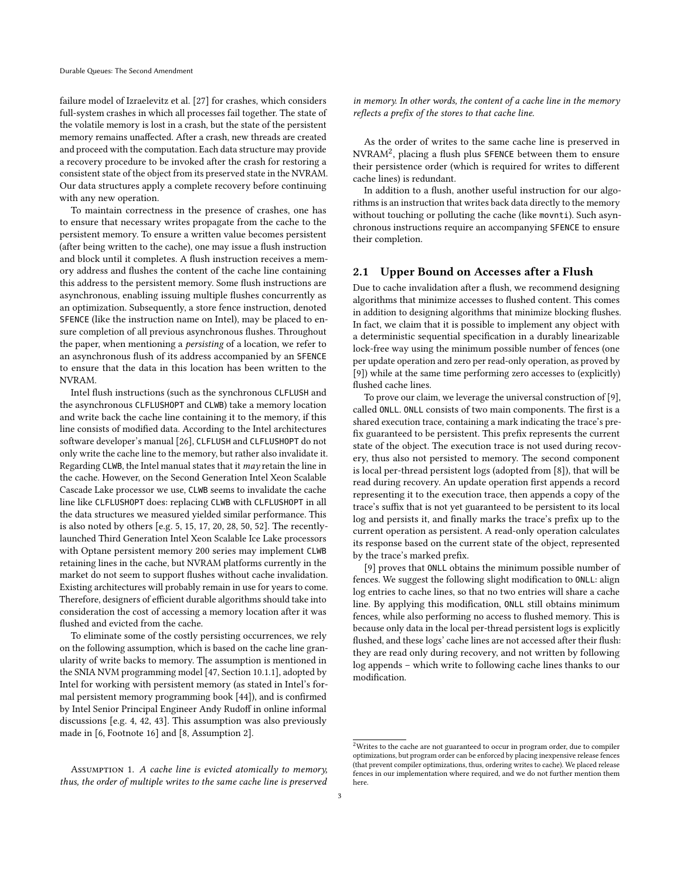failure model of Izraelevitz et al. [27] for crashes, which considers full-system crashes in which all processes fail together. The state of the volatile memory is lost in a crash, but the state of the persistent memory remains unaffected. After a crash, new threads are created and proceed with the computation. Each data structure may provide a recovery procedure to be invoked after the crash for restoring a consistent state of the object from its preserved state in the NVRAM. Our data structures apply a complete recovery before continuing with any new operation.

To maintain correctness in the presence of crashes, one has to ensure that necessary writes propagate from the cache to the persistent memory. To ensure a written value becomes persistent (after being written to the cache), one may issue a flush instruction and block until it completes. A flush instruction receives a memory address and flushes the content of the cache line containing this address to the persistent memory. Some flush instructions are asynchronous, enabling issuing multiple flushes concurrently as an optimization. Subsequently, a store fence instruction, denoted `SFENCE` (like the instruction name on Intel), may be placed to ensure completion of all previous asynchronous flushes. Throughout the paper, when mentioning a *persisting* of a location, we refer to an asynchronous flush of its address accompanied by an `SFENCE` to ensure that the data in this location has been written to the NVRAM.

Intel flush instructions (such as the synchronous `CLFLUSH` and the asynchronous `CLFLUSHOPT` and `CLWB`) take a memory location and write back the cache line containing it to the memory, if this line consists of modified data. According to the Intel architectures software developer's manual [26], `CLFLUSH` and `CLFLUSHOPT` do not only write the cache line to the memory, but rather also invalidate it. Regarding `CLWB`, the Intel manual states that it *may* retain the line in the cache. However, on the Second Generation Intel Xeon Scalable Cascade Lake processor we use, `CLWB` seems to invalidate the cache line like `CLFLUSHOPT` does: replacing `CLWB` with `CLFLUSHOPT` in all the data structures we measured yielded similar performance. This is also noted by others [e.g. 5, 15, 17, 20, 28, 50, 52]. The recently-launched Third Generation Intel Xeon Scalable Ice Lake processors with Optane persistent memory 200 series may implement `CLWB` retaining lines in the cache, but NVRAM platforms currently in the market do not seem to support flushes without cache invalidation. Existing architectures will probably remain in use for years to come. Therefore, designers of efficient durable algorithms should take into consideration the cost of accessing a memory location after it was flushed and evicted from the cache.

To eliminate some of the costly persisting occurrences, we rely on the following assumption, which is based on the cache line granularity of write backs to memory. The assumption is mentioned in the SNIA NVM programming model [47, Section 10.1.1], adopted by Intel for working with persistent memory (as stated in Intel's formal persistent memory programming book [44]), and is confirmed by Intel Senior Principal Engineer Andy Rudoff in online informal discussions [e.g. 4, 42, 43]. This assumption was also previously made in [6, Footnote 16] and [8, Assumption 2].

Assumption 1. *A cache line is evicted atomically to memory, thus, the order of multiple writes to the same cache line is preserved in memory. In other words, the content of a cache line in the memory reflects a prefix of the stores to that cache line.*

As the order of writes to the same cache line is preserved in NVRAM[2], placing a flush plus `SFENCE` between them to ensure their persistence order (which is required for writes to different cache lines) is redundant.

In addition to a flush, another useful instruction for our algorithms is an instruction that writes back data directly to the memory without touching or polluting the cache (like `movnti`). Such asynchronous instructions require an accompanying `SFENCE` to ensure their completion.

## 2.1 Upper Bound on Accesses after a Flush

Due to cache invalidation after a flush, we recommend designing algorithms that minimize accesses to flushed content. This comes in addition to designing algorithms that minimize blocking flushes. In fact, we claim that it is possible to implement any object with a deterministic sequential specification in a durably linearizable lock-free way using the minimum possible number of fences (one per update operation and zero per read-only operation, as proved by [9]) while at the same time performing zero accesses to (explicitly) flushed cache lines.

To prove our claim, we leverage the universal construction of [9], called `ONLL`. `ONLL` consists of two main components. The first is a shared execution trace, containing a mark indicating the trace's prefix guaranteed to be persistent. This prefix represents the current state of the object. The execution trace is not used during recovery, thus also not persisted to memory. The second component is local per-thread persistent logs (adopted from [8]), that will be read during recovery. An update operation first appends a record representing it to the execution trace, then appends a copy of the trace's suffix that is not yet guaranteed to be persistent to its local log and persists it, and finally marks the trace's prefix up to the current operation as persistent. A read-only operation calculates its response based on the current state of the object, represented by the trace's marked prefix.

[9] proves that `ONLL` obtains the minimum possible number of fences. We suggest the following slight modification to `ONLL`: align log entries to cache lines, so that no two entries will share a cache line. By applying this modification, `ONLL` still obtains minimum fences, while also performing no access to flushed memory. This is because only data in the local per-thread persistent logs is explicitly flushed, and these logs' cache lines are not accessed after their flush: they are read only during recovery, and not written by following log appends – which write to following cache lines thanks to our modification.

---

[2] Writes to the cache are not guaranteed to occur in program order, due to compiler optimizations, but program order can be enforced by placing inexpensive release fences (that prevent compiler optimizations, thus, ordering writes to cache). We placed release fences in our implementation where required, and we do not further mention them here.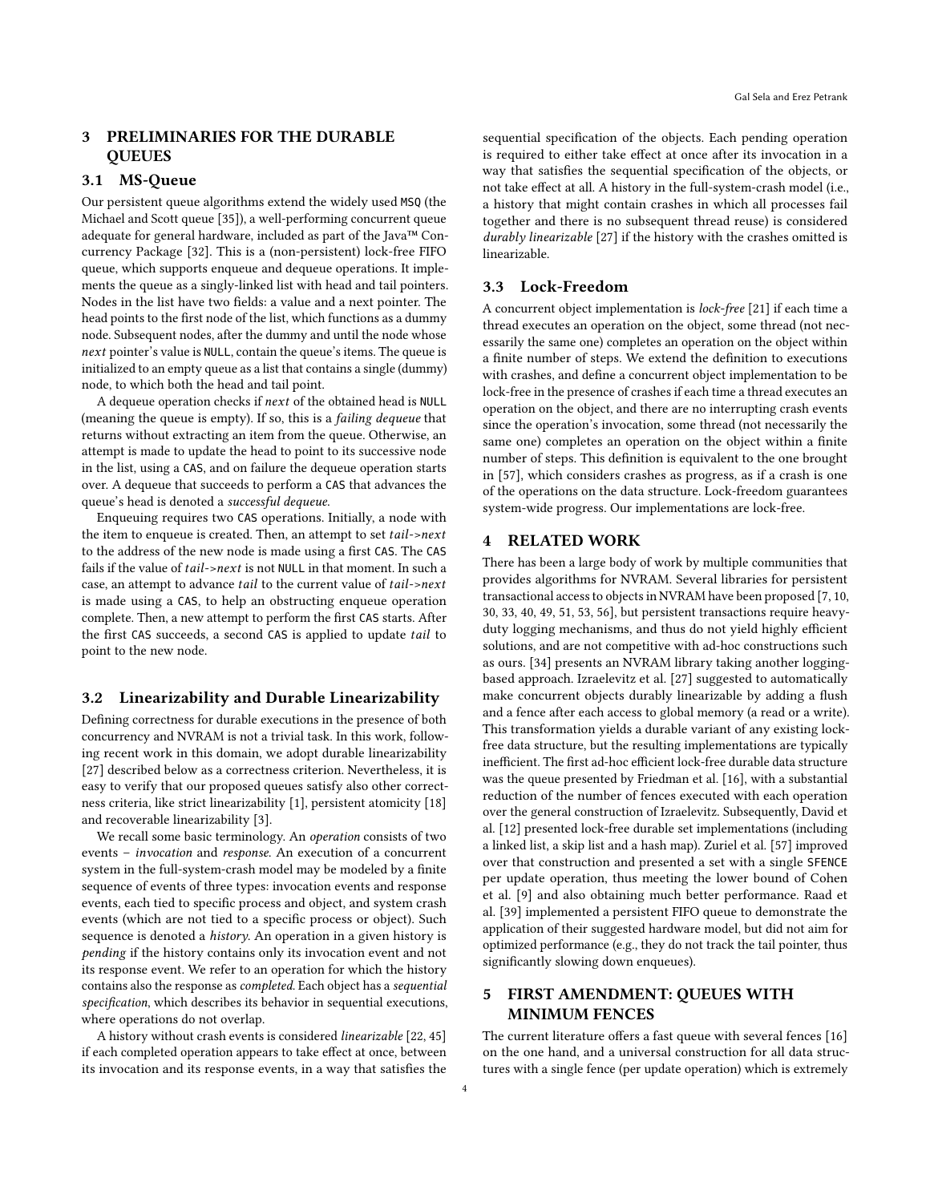## 3 PRELIMINARIES FOR THE DURABLE QUEUES

### 3.1 MS-Queue

Our persistent queue algorithms extend the widely used MSQ (the Michael and Scott queue [35]), a well-performing concurrent queue adequate for general hardware, included as part of the Java™ Concurrency Package [32]. This is a (non-persistent) lock-free FIFO queue, which supports enqueue and dequeue operations. It implements the queue as a singly-linked list with head and tail pointers. Nodes in the list have two fields: a value and a next pointer. The head points to the first node of the list, which functions as a dummy node. Subsequent nodes, after the dummy and until the node whose *next* pointer's value is NULL, contain the queue's items. The queue is initialized to an empty queue as a list that contains a single (dummy) node, to which both the head and tail point.

A dequeue operation checks if *next* of the obtained head is NULL (meaning the queue is empty). If so, this is a *failing dequeue* that returns without extracting an item from the queue. Otherwise, an attempt is made to update the head to point to its successive node in the list, using a CAS, and on failure the dequeue operation starts over. A dequeue that succeeds to perform a CAS that advances the queue's head is denoted a *successful dequeue*.

Enqueuing requires two CAS operations. Initially, a node with the item to enqueue is created. Then, an attempt to set *tail->next* to the address of the new node is made using a first CAS. The CAS fails if the value of *tail->next* is not NULL in that moment. In such a case, an attempt to advance *tail* to the current value of *tail->next* is made using a CAS, to help an obstructing enqueue operation complete. Then, a new attempt to perform the first CAS starts. After the first CAS succeeds, a second CAS is applied to update *tail* to point to the new node.

### 3.2 Linearizability and Durable Linearizability

Defining correctness for durable executions in the presence of both concurrency and NVRAM is not a trivial task. In this work, following recent work in this domain, we adopt durable linearizability [27] described below as a correctness criterion. Nevertheless, it is easy to verify that our proposed queues satisfy also other correctness criteria, like strict linearizability [1], persistent atomicity [18] and recoverable linearizability [3].

We recall some basic terminology. An *operation* consists of two events – *invocation* and *response*. An execution of a concurrent system in the full-system-crash model may be modeled by a finite sequence of events of three types: invocation events and response events, each tied to specific process and object, and system crash events (which are not tied to a specific process or object). Such sequence is denoted a *history*. An operation in a given history is *pending* if the history contains only its invocation event and not its response event. We refer to an operation for which the history contains also the response as *completed*. Each object has a *sequential specification*, which describes its behavior in sequential executions, where operations do not overlap.

A history without crash events is considered *linearizable* [22, 45] if each completed operation appears to take effect at once, between its invocation and its response events, in a way that satisfies the sequential specification of the objects. Each pending operation is required to either take effect at once after its invocation in a way that satisfies the sequential specification of the objects, or not take effect at all. A history in the full-system-crash model (i.e., a history that might contain crashes in which all processes fail together and there is no subsequent thread reuse) is considered *durably linearizable* [27] if the history with the crashes omitted is linearizable.

### 3.3 Lock-Freedom

A concurrent object implementation is *lock-free* [21] if each time a thread executes an operation on the object, some thread (not necessarily the same one) completes an operation on the object within a finite number of steps. We extend the definition to executions with crashes, and define a concurrent object implementation to be lock-free in the presence of crashes if each time a thread executes an operation on the object, and there are no interrupting crash events since the operation's invocation, some thread (not necessarily the same one) completes an operation on the object within a finite number of steps. This definition is equivalent to the one brought in [57], which considers crashes as progress, as if a crash is one of the operations on the data structure. Lock-freedom guarantees system-wide progress. Our implementations are lock-free.

## 4 RELATED WORK

There has been a large body of work by multiple communities that provides algorithms for NVRAM. Several libraries for persistent transactional access to objects in NVRAM have been proposed [7, 10, 30, 33, 40, 49, 51, 53, 56], but persistent transactions require heavy-duty logging mechanisms, and thus do not yield highly efficient solutions, and are not competitive with ad-hoc constructions such as ours. [34] presents an NVRAM library taking another logging-based approach. Izraelevitz et al. [27] suggested to automatically make concurrent objects durably linearizable by adding a flush and a fence after each access to global memory (a read or a write). This transformation yields a durable variant of any existing lock-free data structure, but the resulting implementations are typically inefficient. The first ad-hoc efficient lock-free durable data structure was the queue presented by Friedman et al. [16], with a substantial reduction of the number of fences executed with each operation over the general construction of Izraelevitz. Subsequently, David et al. [12] presented lock-free durable set implementations (including a linked list, a skip list and a hash map). Zuriel et al. [57] improved over that construction and presented a set with a single SFENCE per update operation, thus meeting the lower bound of Cohen et al. [9] and also obtaining much better performance. Raad et al. [39] implemented a persistent FIFO queue to demonstrate the application of their suggested hardware model, but did not aim for optimized performance (e.g., they do not track the tail pointer, thus significantly slowing down enqueues).

## 5 FIRST AMENDMENT: QUEUES WITH MINIMUM FENCES

The current literature offers a fast queue with several fences [16] on the one hand, and a universal construction for all data structures with a single fence (per update operation) which is extremely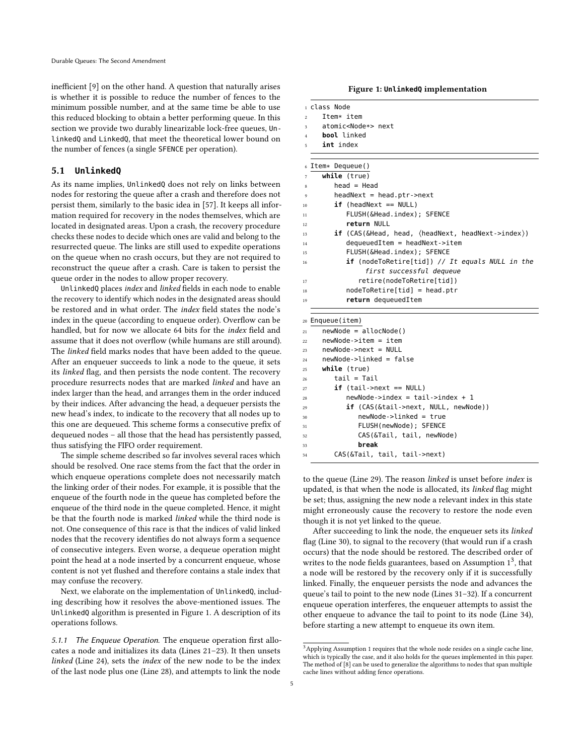inefficient [9] on the other hand. A question that naturally arises is whether it is possible to reduce the number of fences to the minimum possible number, and at the same time be able to use this reduced blocking to obtain a better performing queue. In this section we provide two durably linearizable lock-free queues, UnlinkedQ and LinkedQ, that meet the theoretical lower bound on the number of fences (a single SFENCE per operation).

### 5.1 UnlinkedQ

As its name implies, UnlinkedQ does not rely on links between nodes for restoring the queue after a crash and therefore does not persist them, similarly to the basic idea in [57]. It keeps all information required for recovery in the nodes themselves, which are located in designated areas. Upon a crash, the recovery procedure checks these nodes to decide which ones are valid and belong to the resurrected queue. The links are still used to expedite operations on the queue when no crash occurs, but they are not required to reconstruct the queue after a crash. Care is taken to persist the queue order in the nodes to allow proper recovery.

UnlinkedQ places *index* and *linked* fields in each node to enable the recovery to identify which nodes in the designated areas should be restored and in what order. The *index* field states the node's index in the queue (according to enqueue order). Overflow can be handled, but for now we allocate 64 bits for the *index* field and assume that it does not overflow (while humans are still around). The *linked* field marks nodes that have been added to the queue. After an enqueuer succeeds to link a node to the queue, it sets its *linked* flag, and then persists the node content. The recovery procedure resurrects nodes that are marked *linked* and have an index larger than the head, and arranges them in the order induced by their indices. After advancing the head, a dequeuer persists the new head's index, to indicate to the recovery that all nodes up to this one are dequeued. This scheme forms a consecutive prefix of dequeued nodes – all those that the head has persistently passed, thus satisfying the FIFO order requirement.

The simple scheme described so far involves several races which should be resolved. One race stems from the fact that the order in which enqueue operations complete does not necessarily match the linking order of their nodes. For example, it is possible that the enqueue of the fourth node in the queue has completed before the enqueue of the third node in the queue completed. Hence, it might be that the fourth node is marked *linked* while the third node is not. One consequence of this race is that the indices of valid linked nodes that the recovery identifies do not always form a sequence of consecutive integers. Even worse, a dequeue operation might point the head at a node inserted by a concurrent enqueue, whose content is not yet flushed and therefore contains a stale index that may confuse the recovery.

Next, we elaborate on the implementation of UnlinkedQ, including describing how it resolves the above-mentioned issues. The UnlinkedQ algorithm is presented in Figure 1. A description of its operations follows.

*5.1.1 The Enqueue Operation.* The enqueue operation first allocates a node and initializes its data (Lines 21–23). It then unsets *linked* (Line 24), sets the *index* of the new node to be the index of the last node plus one (Line 28), and attempts to link the node to the queue (Line 29). The reason *linked* is unset before *index* is updated, is that when the node is allocated, its *linked* flag might be set; thus, assigning the new node a relevant index in this state might erroneously cause the recovery to restore the node even though it is not yet linked to the queue.

**Figure 1: UnlinkedQ implementation**

```
1  class Node
2     Item* item
3     atomic<Node*> next
4     bool linked
5     int index

6  Item* Dequeue()
7     while (true)
8        head = Head
9        headNext = head.ptr->next
10       if (headNext == NULL)
11          FLUSH(&Head.index); SFENCE
12          return NULL
13       if (CAS(&Head, head, ⟨headNext, headNext->index⟩))
14          dequeuedItem = headNext->item
15          FLUSH(&Head.index); SFENCE
16          if (nodeToRetire[tid]) // It equals NULL in the
                 first successful dequeue
17             retire(nodeToRetire[tid])
18          nodeToRetire[tid] = head.ptr
19          return dequeuedItem

20 Enqueue(item)
21    newNode = allocNode()
22    newNode->item = item
23    newNode->next = NULL
24    newNode->linked = false
25    while (true)
26       tail = Tail
27       if (tail->next == NULL)
28          newNode->index = tail->index + 1
29          if (CAS(&tail->next, NULL, newNode))
30             newNode->linked = true
31             FLUSH(newNode); SFENCE
32             CAS(&Tail, tail, newNode)
33             break
34       CAS(&Tail, tail, tail->next)
```

After succeeding to link the node, the enqueuer sets its *linked* flag (Line 30), to signal to the recovery (that would run if a crash occurs) that the node should be restored. The described order of writes to the node fields guarantees, based on Assumption 1[3], that a node will be restored by the recovery only if it is successfully linked. Finally, the enqueuer persists the node and advances the queue's tail to point to the new node (Lines 31–32). If a concurrent enqueue operation interferes, the enqueuer attempts to assist the other enqueue to advance the tail to point to its node (Line 34), before starting a new attempt to enqueue its own item.

[3] Applying Assumption 1 requires that the whole node resides on a single cache line, which is typically the case, and it also holds for the queues implemented in this paper. The method of [8] can be used to generalize the algorithms to nodes that span multiple cache lines without adding fence operations.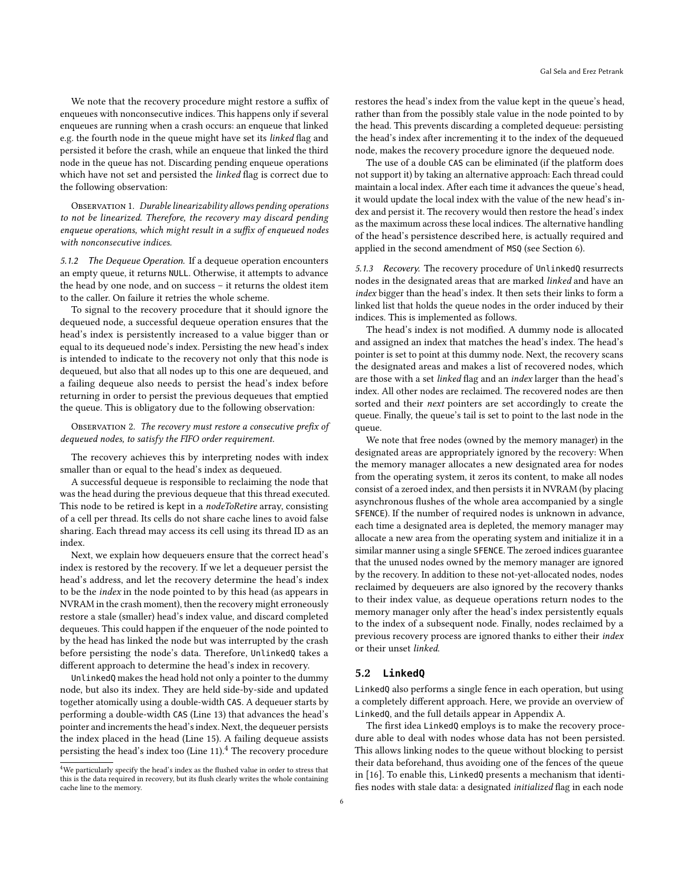We note that the recovery procedure might restore a suffix of enqueues with nonconsecutive indices. This happens only if several enqueues are running when a crash occurs: an enqueue that linked e.g. the fourth node in the queue might have set its *linked* flag and persisted it before the crash, while an enqueue that linked the third node in the queue has not. Discarding pending enqueue operations which have not set and persisted the *linked* flag is correct due to the following observation:

Observation 1. *Durable linearizability allows pending operations to not be linearized. Therefore, the recovery may discard pending enqueue operations, which might result in a suffix of enqueued nodes with nonconsecutive indices.*

#### 5.1.2 The Dequeue Operation.

If a dequeue operation encounters an empty queue, it returns NULL. Otherwise, it attempts to advance the head by one node, and on success – it returns the oldest item to the caller. On failure it retries the whole scheme.

To signal to the recovery procedure that it should ignore the dequeued node, a successful dequeue operation ensures that the head's index is persistently increased to a value bigger than or equal to its dequeued node's index. Persisting the new head's index is intended to indicate to the recovery not only that this node is dequeued, but also that all nodes up to this one are dequeued, and a failing dequeue also needs to persist the head's index before returning in order to persist the previous dequeues that emptied the queue. This is obligatory due to the following observation:

Observation 2. *The recovery must restore a consecutive prefix of dequeued nodes, to satisfy the FIFO order requirement.*

The recovery achieves this by interpreting nodes with index smaller than or equal to the head's index as dequeued.

A successful dequeue is responsible to reclaiming the node that was the head during the previous dequeue that this thread executed. This node to be retired is kept in a *nodeToRetire* array, consisting of a cell per thread. Its cells do not share cache lines to avoid false sharing. Each thread may access its cell using its thread ID as an index.

Next, we explain how dequeuers ensure that the correct head's index is restored by the recovery. If we let a dequeuer persist the head's address, and let the recovery determine the head's index to be the *index* in the node pointed to by this head (as appears in NVRAM in the crash moment), then the recovery might erroneously restore a stale (smaller) head's index value, and discard completed dequeues. This could happen if the enqueuer of the node pointed to by the head has linked the node but was interrupted by the crash before persisting the node's data. Therefore, UnlinkedQ takes a different approach to determine the head's index in recovery.

UnlinkedQ makes the head hold not only a pointer to the dummy node, but also its index. They are held side-by-side and updated together atomically using a double-width CAS. A dequeuer starts by performing a double-width CAS (Line 13) that advances the head's pointer and increments the head's index. Next, the dequeuer persists the index placed in the head (Line 15). A failing dequeue assists persisting the head's index too (Line 11).[4] The recovery procedure restores the head's index from the value kept in the queue's head, rather than from the possibly stale value in the node pointed to by the head. This prevents discarding a completed dequeue: persisting the head's index after incrementing it to the index of the dequeued node, makes the recovery procedure ignore the dequeued node.

The use of a double CAS can be eliminated (if the platform does not support it) by taking an alternative approach: Each thread could maintain a local index. After each time it advances the queue's head, it would update the local index with the value of the new head's index and persist it. The recovery would then restore the head's index as the maximum across these local indices. The alternative handling of the head's persistence described here, is actually required and applied in the second amendment of MSQ (see Section 6).

#### 5.1.3 Recovery.

The recovery procedure of UnlinkedQ resurrects nodes in the designated areas that are marked *linked* and have an *index* bigger than the head's index. It then sets their links to form a linked list that holds the queue nodes in the order induced by their indices. This is implemented as follows.

The head's index is not modified. A dummy node is allocated and assigned an index that matches the head's index. The head's pointer is set to point at this dummy node. Next, the recovery scans the designated areas and makes a list of recovered nodes, which are those with a set *linked* flag and an *index* larger than the head's index. All other nodes are reclaimed. The recovered nodes are then sorted and their *next* pointers are set accordingly to create the queue. Finally, the queue's tail is set to point to the last node in the queue.

We note that free nodes (owned by the memory manager) in the designated areas are appropriately ignored by the recovery: When the memory manager allocates a new designated area for nodes from the operating system, it zeros its content, to make all nodes consist of a zeroed index, and then persists it in NVRAM (by placing asynchronous flushes of the whole area accompanied by a single SFENCE). If the number of required nodes is unknown in advance, each time a designated area is depleted, the memory manager may allocate a new area from the operating system and initialize it in a similar manner using a single SFENCE. The zeroed indices guarantee that the unused nodes owned by the memory manager are ignored by the recovery. In addition to these not-yet-allocated nodes, nodes reclaimed by dequeuers are also ignored by the recovery thanks to their index value, as dequeue operations return nodes to the memory manager only after the head's index persistently equals to the index of a subsequent node. Finally, nodes reclaimed by a previous recovery process are ignored thanks to either their *index* or their unset *linked*.

### 5.2 LinkedQ

LinkedQ also performs a single fence in each operation, but using a completely different approach. Here, we provide an overview of LinkedQ, and the full details appear in Appendix A.

The first idea LinkedQ employs is to make the recovery procedure able to deal with nodes whose data has not been persisted. This allows linking nodes to the queue without blocking to persist their data beforehand, thus avoiding one of the fences of the queue in [16]. To enable this, LinkedQ presents a mechanism that identifies nodes with stale data: a designated *initialized* flag in each node

[4] We particularly specify the head's index as the flushed value in order to stress that this is the data required in recovery, but its flush clearly writes the whole containing cache line to the memory.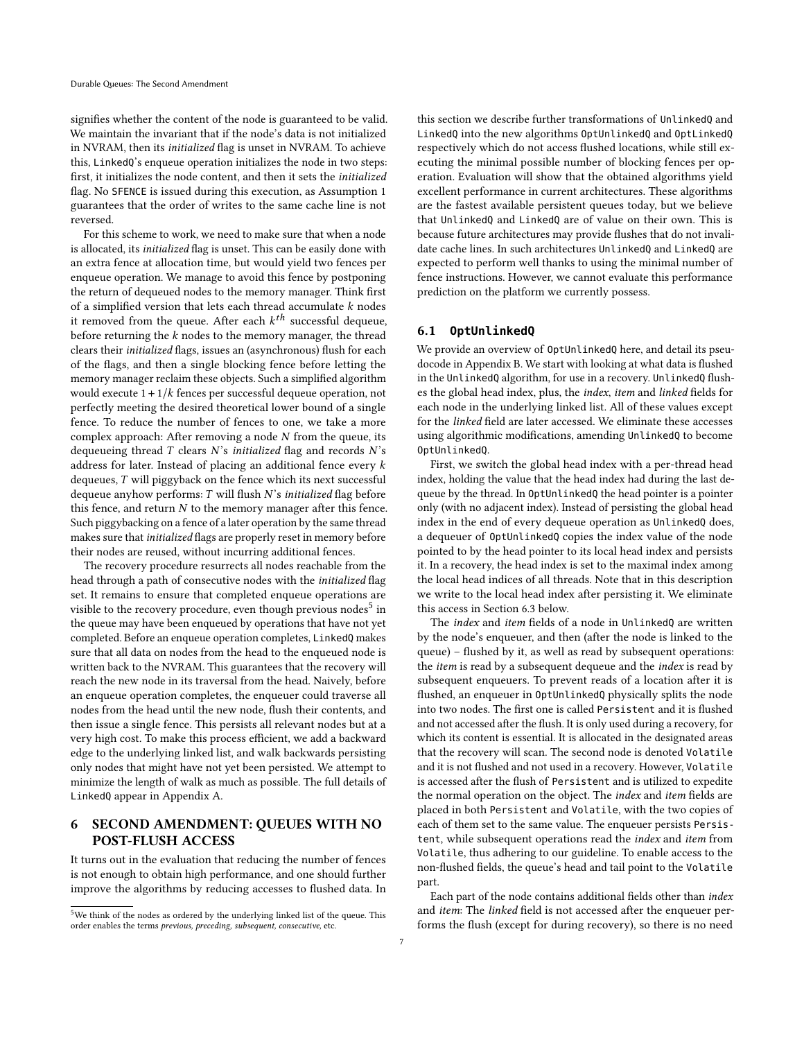signifies whether the content of the node is guaranteed to be valid. We maintain the invariant that if the node's data is not initialized in NVRAM, then its *initialized* flag is unset in NVRAM. To achieve this, LinkedQ's enqueue operation initializes the node in two steps: first, it initializes the node content, and then it sets the *initialized* flag. No SFENCE is issued during this execution, as Assumption 1 guarantees that the order of writes to the same cache line is not reversed.

For this scheme to work, we need to make sure that when a node is allocated, its *initialized* flag is unset. This can be easily done with an extra fence at allocation time, but would yield two fences per enqueue operation. We manage to avoid this fence by postponing the return of dequeued nodes to the memory manager. Think first of a simplified version that lets each thread accumulate $k$ nodes it removed from the queue. After each $k^{th}$ successful dequeue, before returning the $k$ nodes to the memory manager, the thread clears their *initialized* flags, issues an (asynchronous) flush for each of the flags, and then a single blocking fence before letting the memory manager reclaim these objects. Such a simplified algorithm would execute $1 + 1/k$ fences per successful dequeue operation, not perfectly meeting the desired theoretical lower bound of a single fence. To reduce the number of fences to one, we take a more complex approach: After removing a node $N$ from the queue, its dequeueing thread $T$ clears $N$'s *initialized* flag and records $N$'s address for later. Instead of placing an additional fence every $k$ dequeues, $T$ will piggyback on the fence which its next successful dequeue anyhow performs: $T$ will flush $N$'s *initialized* flag before this fence, and return $N$ to the memory manager after this fence. Such piggybacking on a fence of a later operation by the same thread makes sure that *initialized* flags are properly reset in memory before their nodes are reused, without incurring additional fences.

The recovery procedure resurrects all nodes reachable from the head through a path of consecutive nodes with the *initialized* flag set. It remains to ensure that completed enqueue operations are visible to the recovery procedure, even though previous nodes[5] in the queue may have been enqueued by operations that have not yet completed. Before an enqueue operation completes, LinkedQ makes sure that all data on nodes from the head to the enqueued node is written back to the NVRAM. This guarantees that the recovery will reach the new node in its traversal from the head. Naively, before an enqueue operation completes, the enqueuer could traverse all nodes from the head until the new node, flush their contents, and then issue a single fence. This persists all relevant nodes but at a very high cost. To make this process efficient, we add a backward edge to the underlying linked list, and walk backwards persisting only nodes that might have not yet been persisted. We attempt to minimize the length of walk as much as possible. The full details of LinkedQ appear in Appendix A.

# 6 SECOND AMENDMENT: QUEUES WITH NO POST-FLUSH ACCESS

It turns out in the evaluation that reducing the number of fences is not enough to obtain high performance, and one should further improve the algorithms by reducing accesses to flushed data. In this section we describe further transformations of UnlinkedQ and LinkedQ into the new algorithms OptUnlinkedQ and OptLinkedQ respectively which do not access flushed locations, while still executing the minimal possible number of blocking fences per operation. Evaluation will show that the obtained algorithms yield excellent performance in current architectures. These algorithms are the fastest available persistent queues today, but we believe that UnlinkedQ and LinkedQ are of value on their own. This is because future architectures may provide flushes that do not invalidate cache lines. In such architectures UnlinkedQ and LinkedQ are expected to perform well thanks to using the minimal number of fence instructions. However, we cannot evaluate this performance prediction on the platform we currently possess.

## 6.1 OptUnlinkedQ

We provide an overview of OptUnlinkedQ here, and detail its pseudocode in Appendix B. We start with looking at what data is flushed in the UnlinkedQ algorithm, for use in a recovery. UnlinkedQ flushes the global head index, plus, the *index*, *item* and *linked* fields for each node in the underlying linked list. All of these values except for the *linked* field are later accessed. We eliminate these accesses using algorithmic modifications, amending UnlinkedQ to become OptUnlinkedQ.

First, we switch the global head index with a per-thread head index, holding the value that the head index had during the last dequeue by the thread. In OptUnlinkedQ the head pointer is a pointer only (with no adjacent index). Instead of persisting the global head index in the end of every dequeue operation as UnlinkedQ does, a dequeuer of OptUnlinkedQ copies the index value of the node pointed to by the head pointer to its local head index and persists it. In a recovery, the head index is set to the maximal index among the local head indices of all threads. Note that in this description we write to the local head index after persisting it. We eliminate this access in Section 6.3 below.

The *index* and *item* fields of a node in UnlinkedQ are written by the node's enqueuer, and then (after the node is linked to the queue) – flushed by it, as well as read by subsequent operations: the *item* is read by a subsequent dequeue and the *index* is read by subsequent enqueuers. To prevent reads of a location after it is flushed, an enqueuer in OptUnlinkedQ physically splits the node into two nodes. The first one is called Persistent and it is flushed and not accessed after the flush. It is only used during a recovery, for which its content is essential. It is allocated in the designated areas that the recovery will scan. The second node is denoted Volatile and it is not flushed and not used in a recovery. However, Volatile is accessed after the flush of Persistent and is utilized to expedite the normal operation on the object. The *index* and *item* fields are placed in both Persistent and Volatile, with the two copies of each of them set to the same value. The enqueuer persists Persistent, while subsequent operations read the *index* and *item* from Volatile, thus adhering to our guideline. To enable access to the non-flushed fields, the queue's head and tail point to the Volatile part.

Each part of the node contains additional fields other than *index* and *item*: The *linked* field is not accessed after the enqueuer performs the flush (except for during recovery), so there is no need

[5] We think of the nodes as ordered by the underlying linked list of the queue. This order enables the terms *previous, preceding, subsequent, consecutive*, etc.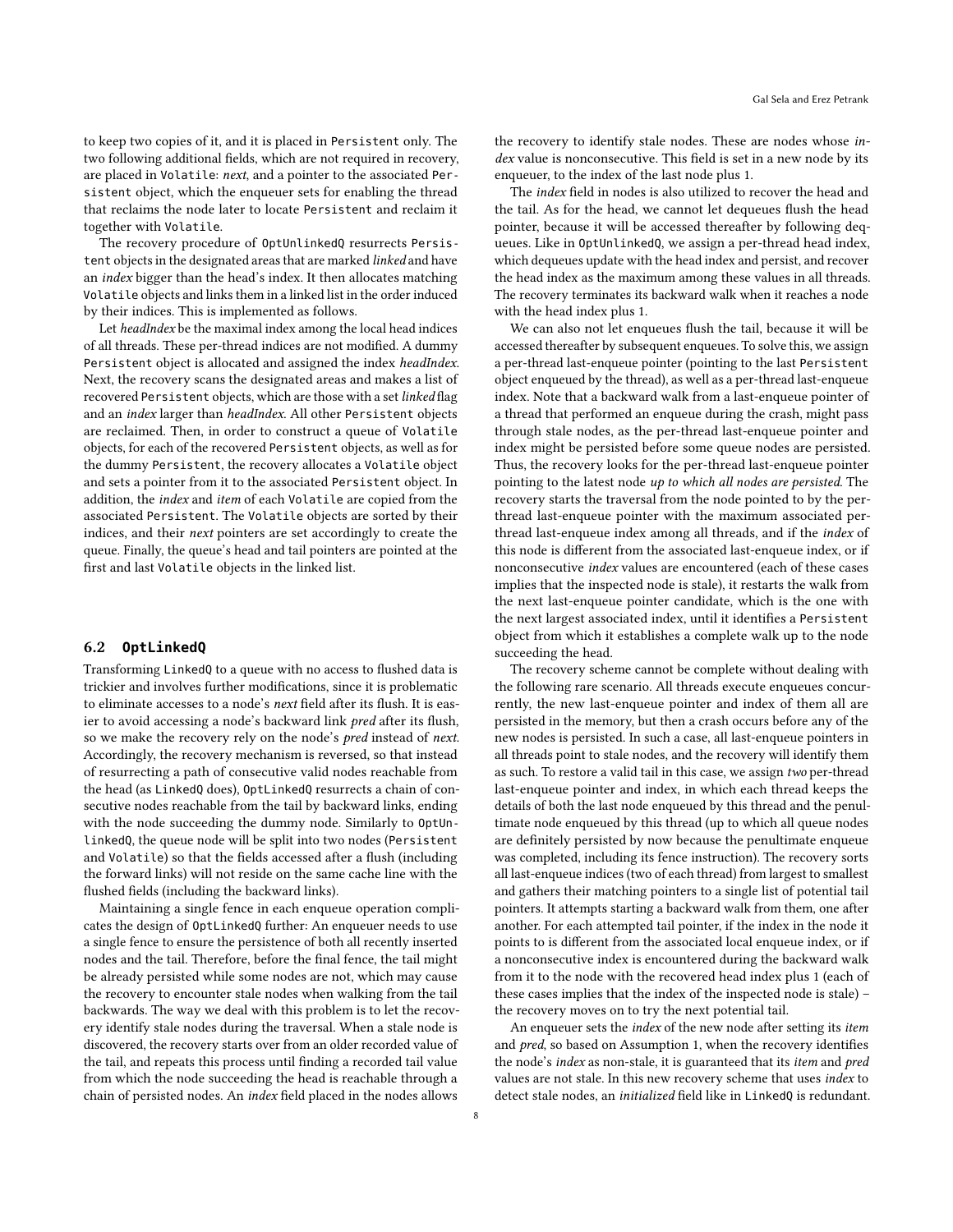to keep two copies of it, and it is placed in `Persistent` only. The two following additional fields, which are not required in recovery, are placed in `Volatile`: *next*, and a pointer to the associated `Persistent` object, which the enqueuer sets for enabling the thread that reclaims the node later to locate `Persistent` and reclaim it together with `Volatile`.

The recovery procedure of `OptUnlinkedQ` resurrects `Persistent` objects in the designated areas that are marked *linked* and have an *index* bigger than the head's index. It then allocates matching `Volatile` objects and links them in a linked list in the order induced by their indices. This is implemented as follows.

Let *headIndex* be the maximal index among the local head indices of all threads. These per-thread indices are not modified. A dummy `Persistent` object is allocated and assigned the index *headIndex*. Next, the recovery scans the designated areas and makes a list of recovered `Persistent` objects, which are those with a set *linked* flag and an *index* larger than *headIndex*. All other `Persistent` objects are reclaimed. Then, in order to construct a queue of `Volatile` objects, for each of the recovered `Persistent` objects, as well as for the dummy `Persistent`, the recovery allocates a `Volatile` object and sets a pointer from it to the associated `Persistent` object. In addition, the *index* and *item* of each `Volatile` are copied from the associated `Persistent`. The `Volatile` objects are sorted by their indices, and their *next* pointers are set accordingly to create the queue. Finally, the queue's head and tail pointers are pointed at the first and last `Volatile` objects in the linked list.

## 6.2 OptLinkedQ

Transforming `LinkedQ` to a queue with no access to flushed data is trickier and involves further modifications, since it is problematic to eliminate accesses to a node's *next* field after its flush. It is easier to avoid accessing a node's backward link *pred* after its flush, so we make the recovery rely on the node's *pred* instead of *next*. Accordingly, the recovery mechanism is reversed, so that instead of resurrecting a path of consecutive valid nodes reachable from the head (as `LinkedQ` does), `OptLinkedQ` resurrects a chain of consecutive nodes reachable from the tail by backward links, ending with the node succeeding the dummy node. Similarly to `OptUnlinkedQ`, the queue node will be split into two nodes (`Persistent` and `Volatile`) so that the fields accessed after a flush (including the forward links) will not reside on the same cache line with the flushed fields (including the backward links).

Maintaining a single fence in each enqueue operation complicates the design of `OptLinkedQ` further: An enqueuer needs to use a single fence to ensure the persistence of both all recently inserted nodes and the tail. Therefore, before the final fence, the tail might be already persisted while some nodes are not, which may cause the recovery to encounter stale nodes when walking from the tail backwards. The way we deal with this problem is to let the recovery identify stale nodes during the traversal. When a stale node is discovered, the recovery starts over from an older recorded value of the tail, and repeats this process until finding a recorded tail value from which the node succeeding the head is reachable through a chain of persisted nodes. An *index* field placed in the nodes allows the recovery to identify stale nodes. These are nodes whose *index* value is nonconsecutive. This field is set in a new node by its enqueuer, to the index of the last node plus 1.

The *index* field in nodes is also utilized to recover the head and the tail. As for the head, we cannot let dequeues flush the head pointer, because it will be accessed thereafter by following dequeues. Like in `OptUnlinkedQ`, we assign a per-thread head index, which dequeues update with the head index and persist, and recover the head index as the maximum among these values in all threads. The recovery terminates its backward walk when it reaches a node with the head index plus 1.

We can also not let enqueues flush the tail, because it will be accessed thereafter by subsequent enqueues. To solve this, we assign a per-thread last-enqueue pointer (pointing to the last `Persistent` object enqueued by the thread), as well as a per-thread last-enqueue index. Note that a backward walk from a last-enqueue pointer of a thread that performed an enqueue during the crash, might pass through stale nodes, as the per-thread last-enqueue pointer and index might be persisted before some queue nodes are persisted. Thus, the recovery looks for the per-thread last-enqueue pointer pointing to the latest node *up to which all nodes are persisted*. The recovery starts the traversal from the node pointed to by the per-thread last-enqueue pointer with the maximum associated per-thread last-enqueue index among all threads, and if the *index* of this node is different from the associated last-enqueue index, or if nonconsecutive *index* values are encountered (each of these cases implies that the inspected node is stale), it restarts the walk from the next last-enqueue pointer candidate, which is the one with the next largest associated index, until it identifies a `Persistent` object from which it establishes a complete walk up to the node succeeding the head.

The recovery scheme cannot be complete without dealing with the following rare scenario. All threads execute enqueues concurrently, the new last-enqueue pointer and index of them all are persisted in the memory, but then a crash occurs before any of the new nodes is persisted. In such a case, all last-enqueue pointers in all threads point to stale nodes, and the recovery will identify them as such. To restore a valid tail in this case, we assign *two* per-thread last-enqueue pointer and index, in which each thread keeps the details of both the last node enqueued by this thread and the penultimate node enqueued by this thread (up to which all queue nodes are definitely persisted by now because the penultimate enqueue was completed, including its fence instruction). The recovery sorts all last-enqueue indices (two of each thread) from largest to smallest and gathers their matching pointers to a single list of potential tail pointers. It attempts starting a backward walk from them, one after another. For each attempted tail pointer, if the index in the node it points to is different from the associated local enqueue index, or if a nonconsecutive index is encountered during the backward walk from it to the node with the recovered head index plus 1 (each of these cases implies that the index of the inspected node is stale) – the recovery moves on to try the next potential tail.

An enqueuer sets the *index* of the new node after setting its *item* and *pred*, so based on Assumption 1, when the recovery identifies the node's *index* as non-stale, it is guaranteed that its *item* and *pred* values are not stale. In this new recovery scheme that uses *index* to detect stale nodes, an *initialized* field like in `LinkedQ` is redundant.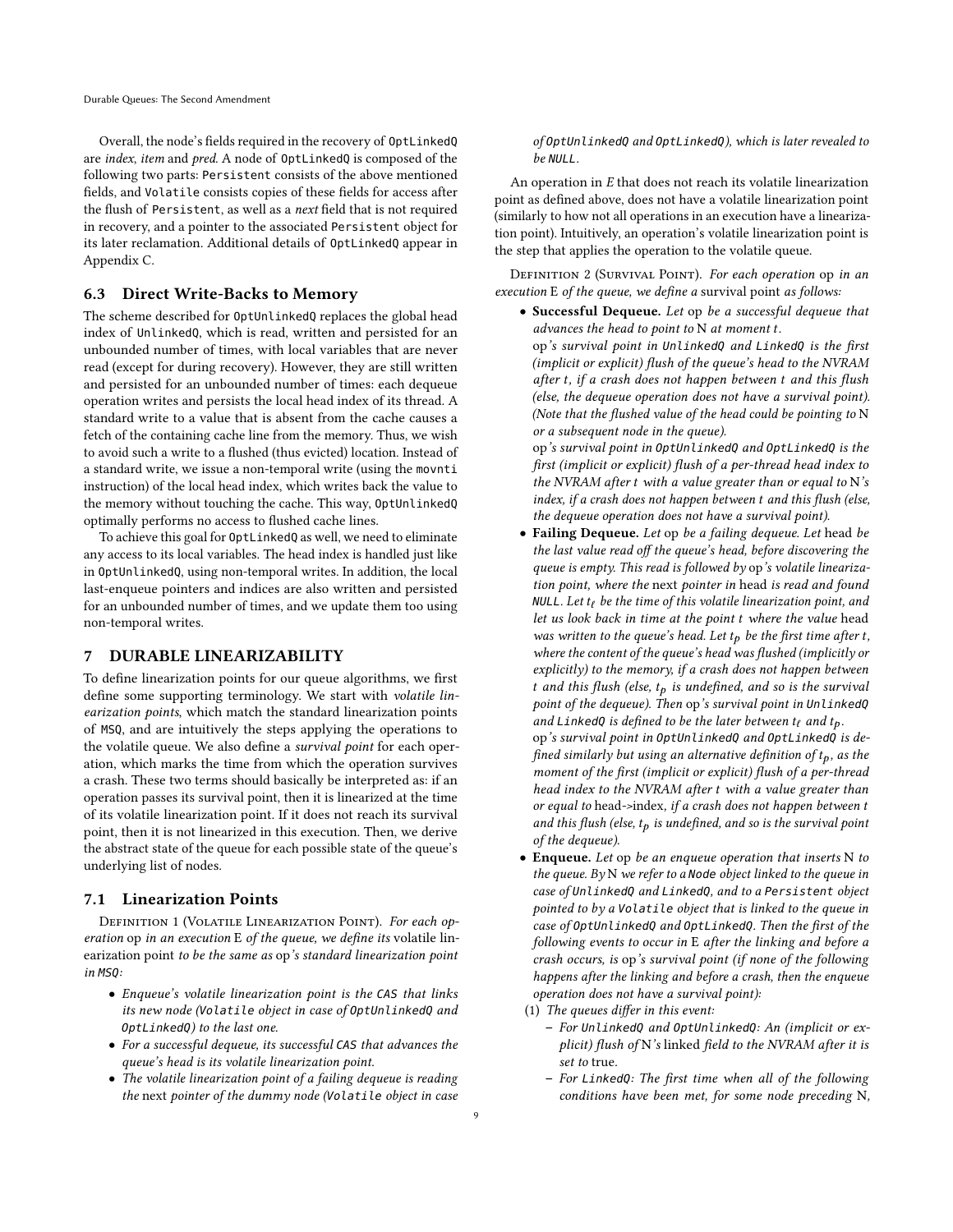Overall, the node's fields required in the recovery of `OptLinkedQ` are *index*, *item* and *pred*. A node of `OptLinkedQ` is composed of the following two parts: `Persistent` consists of the above mentioned fields, and `Volatile` consists copies of these fields for access after the flush of `Persistent`, as well as a *next* field that is not required in recovery, and a pointer to the associated `Persistent` object for its later reclamation. Additional details of `OptLinkedQ` appear in Appendix C.

### 6.3 Direct Write-Backs to Memory

The scheme described for `OptUnlinkedQ` replaces the global head index of `UnlinkedQ`, which is read, written and persisted for an unbounded number of times, with local variables that are never read (except for during recovery). However, they are still written and persisted for an unbounded number of times: each dequeue operation writes and persists the local head index of its thread. A standard write to a value that is absent from the cache causes a fetch of the containing cache line from the memory. Thus, we wish to avoid such a write to a flushed (thus evicted) location. Instead of a standard write, we issue a non-temporal write (using the `movnti` instruction) of the local head index, which writes back the value to the memory without touching the cache. This way, `OptUnlinkedQ` optimally performs no access to flushed cache lines.

To achieve this goal for `OptLinkedQ` as well, we need to eliminate any access to its local variables. The head index is handled just like in `OptUnlinkedQ`, using non-temporal writes. In addition, the local last-enqueue pointers and indices are also written and persisted for an unbounded number of times, and we update them too using non-temporal writes.

## 7 DURABLE LINEARIZABILITY

To define linearization points for our queue algorithms, we first define some supporting terminology. We start with *volatile linearization points*, which match the standard linearization points of `MSQ`, and are intuitively the steps applying the operations to the volatile queue. We also define a *survival point* for each operation, which marks the time from which the operation survives a crash. These two terms should basically be interpreted as: if an operation passes its survival point, then it is linearized at the time of its volatile linearization point. If it does not reach its survival point, then it is not linearized in this execution. Then, we derive the abstract state of the queue for each possible state of the queue's underlying list of nodes.

### 7.1 Linearization Points

Definition 1 (Volatile Linearization Point). *For each operation* op *in an execution* E *of the queue, we define its* volatile linearization point *to be the same as* op*'s standard linearization point in* `MSQ`*:*

- *Enqueue's volatile linearization point is the* `CAS` *that links its new node (*`Volatile` *object in case of* `OptUnlinkedQ` *and* `OptLinkedQ`*) to the last one.*
- *For a successful dequeue, its successful* `CAS` *that advances the queue's head is its volatile linearization point.*
- *The volatile linearization point of a failing dequeue is reading the* next *pointer of the dummy node (*`Volatile` *object in case of* `OptUnlinkedQ` *and* `OptLinkedQ`*), which is later revealed to be* `NULL`*.*

An operation in $E$ that does not reach its volatile linearization point as defined above, does not have a volatile linearization point (similarly to how not all operations in an execution have a linearization point). Intuitively, an operation's volatile linearization point is the step that applies the operation to the volatile queue.

Definition 2 (Survival Point). *For each operation* op *in an execution* E *of the queue, we define a* survival point *as follows:*

- **Successful Dequeue.** *Let* op *be a successful dequeue that advances the head to point to* N *at moment* $t$*.*
  op*'s survival point in* `UnlinkedQ` *and* `LinkedQ` *is the first (implicit or explicit) flush of the queue's head to the NVRAM after* $t$*, if a crash does not happen between* $t$ *and this flush (else, the dequeue operation does not have a survival point). (Note that the flushed value of the head could be pointing to* N *or a subsequent node in the queue).*
  op*'s survival point in* `OptUnlinkedQ` *and* `OptLinkedQ` *is the first (implicit or explicit) flush of a per-thread head index to the NVRAM after* $t$ *with a value greater than or equal to* N*'s index, if a crash does not happen between* $t$ *and this flush (else, the dequeue operation does not have a survival point).*
- **Failing Dequeue.** *Let* op *be a failing dequeue. Let* head *be the last value read off the queue's head, before discovering the queue is empty. This read is followed by* op*'s volatile linearization point, where the* next *pointer in* head *is read and found* `NULL`*. Let* $t_\ell$ *be the time of this volatile linearization point, and let us look back in time at the point* $t$ *where the value* head *was written to the queue's head. Let* $t_p$ *be the first time after* $t$*, where the content of the queue's head was flushed (implicitly or explicitly) to the memory, if a crash does not happen between* $t$ *and this flush (else,* $t_p$ *is undefined, and so is the survival point of the dequeue). Then* op*'s survival point in* `UnlinkedQ` *and* `LinkedQ` *is defined to be the later between* $t_\ell$ *and* $t_p$*.*
  op*'s survival point in* `OptUnlinkedQ` *and* `OptLinkedQ` *is defined similarly but using an alternative definition of* $t_p$*, as the moment of the first (implicit or explicit) flush of a per-thread head index to the NVRAM after* $t$ *with a value greater than or equal to* head->index*, if a crash does not happen between* $t$ *and this flush (else,* $t_p$ *is undefined, and so is the survival point of the dequeue).*
- **Enqueue.** *Let* op *be an enqueue operation that inserts* N *to the queue. By* N *we refer to a* `Node` *object linked to the queue in case of* `UnlinkedQ` *and* `LinkedQ`*, and to a* `Persistent` *object pointed to by a* `Volatile` *object that is linked to the queue in case of* `OptUnlinkedQ` *and* `OptLinkedQ`*. Then the first of the following events to occur in* E *after the linking and before a crash occurs, is* op*'s survival point (if none of the following happens after the linking and before a crash, then the enqueue operation does not have a survival point):*

(1) *The queues differ in this event:*
   - *For* `UnlinkedQ` *and* `OptUnlinkedQ`*: An (implicit or explicit) flush of* N*'s* linked *field to the NVRAM after it is set to* true*.*
   - *For* `LinkedQ`*: The first time when all of the following conditions have been met, for some node preceding* N*,*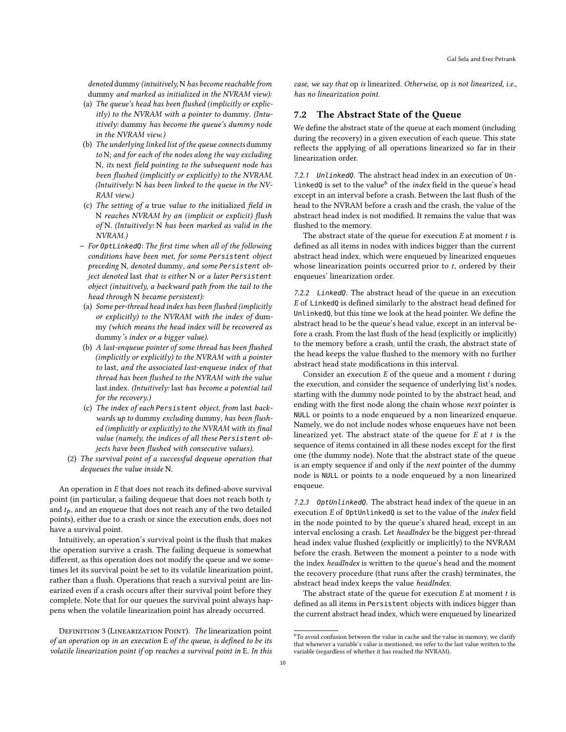*denoted* dummy *(intuitively,* N *has become reachable from* dummy *and marked as initialized in the NVRAM view):*

(a) *The queue's head has been flushed (implicitly or explicitly) to the NVRAM with a pointer to* dummy. *(Intuitively:* dummy *has become the queue's dummy node in the NVRAM view.)*

(b) *The underlying linked list of the queue connects* dummy *to* N*; and for each of the nodes along the way excluding* N*, its* next *field pointing to the subsequent node has been flushed (implicitly or explicitly) to the NVRAM. (Intuitively:* N *has been linked to the queue in the NVRAM view.)*

(c) *The setting of a* true *value to the* initialized *field in* N *reaches NVRAM by an (implicit or explicit) flush of* N*. (Intuitively:* N *has been marked as valid in the NVRAM.)*

– *For* `OptLinkedQ`*: The first time when all of the following conditions have been met, for some* `Persistent` *object preceding* N*, denoted* dummy*, and some* `Persistent` *object denoted* last *that is either* N *or a later* `Persistent` *object (intuitively, a backward path from the tail to the head through* N *became persistent):*

(a) *Some per-thread head index has been flushed (implicitly or explicitly) to the NVRAM with the index of* dummy *(which means the head index will be recovered as* dummy*'s index or a bigger value).*

(b) *A last-enqueue pointer of some thread has been flushed (implicitly or explicitly) to the NVRAM with a pointer to* last*, and the associated last-enqueue index of that thread has been flushed to the NVRAM with the value* last.index*. (Intuitively:* last *has become a potential tail for the recovery.)*

(c) *The index of each* `Persistent` *object, from* last *backwards up to* dummy *excluding* dummy*, has been flushed (implicitly or explicitly) to the NVRAM with its final value (namely, the indices of all these* `Persistent` *objects have been flushed with consecutive values).*

(2) *The survival point of a successful dequeue operation that dequeues the value inside* N*.*

An operation in *E* that does not reach its defined-above survival point (in particular, a failing dequeue that does not reach both $t_\ell$ and $t_p$, and an enqueue that does not reach any of the two detailed points), either due to a crash or since the execution ends, does not have a survival point.

Intuitively, an operation's survival point is the flush that makes the operation survive a crash. The failing dequeue is somewhat different, as this operation does not modify the queue and we sometimes let its survival point be set to its volatile linearization point, rather than a flush. Operations that reach a survival point are linearized even if a crash occurs after their survival point before they complete. Note that for our queues the survival point always happens when the volatile linearization point has already occurred.

Definition 3 (Linearization Point). *The* linearization point *of an operation* op *in an execution* E *of the queue, is defined to be its volatile linearization point if* op *reaches a survival point in* E*. In this case, we say that* op *is* linearized*. Otherwise,* op *is not linearized, i.e., has no linearization point.*

## 7.2 The Abstract State of the Queue

We define the abstract state of the queue at each moment (including during the recovery) in a given execution of each queue. This state reflects the applying of all operations linearized so far in their linearization order.

*7.2.1* `UnlinkedQ`*.* The abstract head index in an execution of `UnlinkedQ` is set to the value[6] of the *index* field in the queue's head except in an interval before a crash. Between the last flush of the head to the NVRAM before a crash and the crash, the value of the abstract head index is not modified. It remains the value that was flushed to the memory.

The abstract state of the queue for execution *E* at moment *t* is defined as all items in nodes with indices bigger than the current abstract head index, which were enqueued by linearized enqueues whose linearization points occurred prior to *t*, ordered by their enqueues' linearization order.

*7.2.2* `LinkedQ`*.* The abstract head of the queue in an execution *E* of `LinkedQ` is defined similarly to the abstract head defined for `UnlinkedQ`, but this time we look at the head pointer. We define the abstract head to be the queue's head value, except in an interval before a crash. From the last flush of the head (explicitly or implicitly) to the memory before a crash, until the crash, the abstract state of the head keeps the value flushed to the memory with no further abstract head state modifications in this interval.

Consider an execution *E* of the queue and a moment *t* during the execution, and consider the sequence of underlying list's nodes, starting with the dummy node pointed to by the abstract head, and ending with the first node along the chain whose *next* pointer is `NULL` or points to a node enqueued by a non linearized enqueue. Namely, we do not include nodes whose enqueues have not been linearized yet. The abstract state of the queue for *E* at *t* is the sequence of items contained in all these nodes except for the first one (the dummy node). Note that the abstract state of the queue is an empty sequence if and only if the *next* pointer of the dummy node is `NULL` or points to a node enqueued by a non linearized enqueue.

*7.2.3* `OptUnlinkedQ`*.* The abstract head index of the queue in an execution *E* of `OptUnlinkedQ` is set to the value of the *index* field in the node pointed to by the queue's shared head, except in an interval enclosing a crash. Let *headIndex* be the biggest per-thread head index value flushed (explicitly or implicitly) to the NVRAM before the crash. Between the moment a pointer to a node with the index *headIndex* is written to the queue's head and the moment the recovery procedure (that runs after the crash) terminates, the abstract head index keeps the value *headIndex*.

The abstract state of the queue for execution *E* at moment *t* is defined as all items in `Persistent` objects with indices bigger than the current abstract head index, which were enqueued by linearized

[6] To avoid confusion between the value in cache and the value in memory, we clarify that whenever a variable's value is mentioned, we refer to the last value written to the variable (regardless of whether it has reached the NVRAM).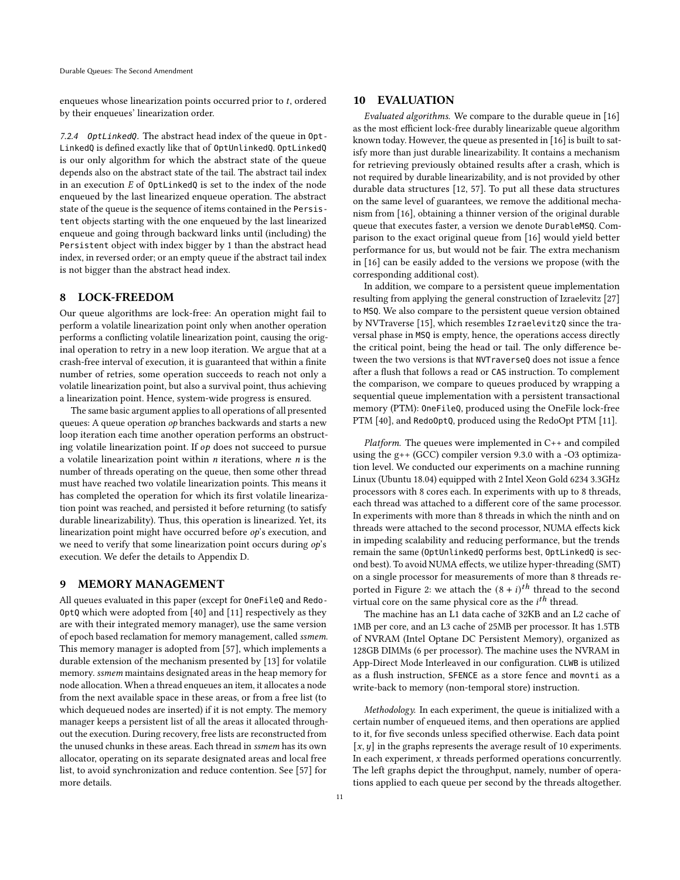enqueues whose linearization points occurred prior to $t$, ordered by their enqueues' linearization order.

#### 7.2.4 OptLinkedQ.

The abstract head index of the queue in `OptLinkedQ` is defined exactly like that of `OptUnlinkedQ`. `OptLinkedQ` is our only algorithm for which the abstract state of the queue depends also on the abstract state of the tail. The abstract tail index in an execution $E$ of `OptLinkedQ` is set to the index of the node enqueued by the last linearized enqueue operation. The abstract state of the queue is the sequence of items contained in the `Persistent` objects starting with the one enqueued by the last linearized enqueue and going through backward links until (including) the `Persistent` object with index bigger by 1 than the abstract head index, in reversed order; or an empty queue if the abstract tail index is not bigger than the abstract head index.

## 8 LOCK-FREEDOM

Our queue algorithms are lock-free: An operation might fail to perform a volatile linearization point only when another operation performs a conflicting volatile linearization point, causing the original operation to retry in a new loop iteration. We argue that at a crash-free interval of execution, it is guaranteed that within a finite number of retries, some operation succeeds to reach not only a volatile linearization point, but also a survival point, thus achieving a linearization point. Hence, system-wide progress is ensured.

The same basic argument applies to all operations of all presented queues: A queue operation $op$ branches backwards and starts a new loop iteration each time another operation performs an obstructing volatile linearization point. If $op$ does not succeed to pursue a volatile linearization point within $n$ iterations, where $n$ is the number of threads operating on the queue, then some other thread must have reached two volatile linearization points. This means it has completed the operation for which its first volatile linearization point was reached, and persisted it before returning (to satisfy durable linearizability). Thus, this operation is linearized. Yet, its linearization point might have occurred before $op$'s execution, and we need to verify that some linearization point occurs during $op$'s execution. We defer the details to Appendix D.

## 9 MEMORY MANAGEMENT

All queues evaluated in this paper (except for `OneFileQ` and `RedoOptQ` which were adopted from [40] and [11] respectively as they are with their integrated memory manager), use the same version of epoch based reclamation for memory management, called *ssmem*. This memory manager is adopted from [57], which implements a durable extension of the mechanism presented by [13] for volatile memory. *ssmem* maintains designated areas in the heap memory for node allocation. When a thread enqueues an item, it allocates a node from the next available space in these areas, or from a free list (to which dequeued nodes are inserted) if it is not empty. The memory manager keeps a persistent list of all the areas it allocated throughout the execution. During recovery, free lists are reconstructed from the unused chunks in these areas. Each thread in *ssmem* has its own allocator, operating on its separate designated areas and local free list, to avoid synchronization and reduce contention. See [57] for more details.

## 10 EVALUATION

*Evaluated algorithms.* We compare to the durable queue in [16] as the most efficient lock-free durably linearizable queue algorithm known today. However, the queue as presented in [16] is built to satisfy more than just durable linearizability. It contains a mechanism for retrieving previously obtained results after a crash, which is not required by durable linearizability, and is not provided by other durable data structures [12, 57]. To put all these data structures on the same level of guarantees, we remove the additional mechanism from [16], obtaining a thinner version of the original durable queue that executes faster, a version we denote `DurableMSQ`. Comparison to the exact original queue from [16] would yield better performance for us, but would not be fair. The extra mechanism in [16] can be easily added to the versions we propose (with the corresponding additional cost).

In addition, we compare to a persistent queue implementation resulting from applying the general construction of Izraelevitz [27] to `MSQ`. We also compare to the persistent queue version obtained by NVTraverse [15], which resembles `IzraelevitzQ` since the traversal phase in `MSQ` is empty, hence, the operations access directly the critical point, being the head or tail. The only difference between the two versions is that `NVTraverseQ` does not issue a fence after a flush that follows a read or `CAS` instruction. To complement the comparison, we compare to queues produced by wrapping a sequential queue implementation with a persistent transactional memory (PTM): `OneFileQ`, produced using the OneFile lock-free PTM [40], and `RedoOptQ`, produced using the RedoOpt PTM [11].

*Platform.* The queues were implemented in C++ and compiled using the g++ (GCC) compiler version 9.3.0 with a -O3 optimization level. We conducted our experiments on a machine running Linux (Ubuntu 18.04) equipped with 2 Intel Xeon Gold 6234 3.3GHz processors with 8 cores each. In experiments with up to 8 threads, each thread was attached to a different core of the same processor. In experiments with more than 8 threads in which the ninth and on threads were attached to the second processor, NUMA effects kick in impeding scalability and reducing performance, but the trends remain the same (`OptUnlinkedQ` performs best, `OptLinkedQ` is second best). To avoid NUMA effects, we utilize hyper-threading (SMT) on a single processor for measurements of more than 8 threads reported in Figure 2: we attach the $(8 + i)^{th}$ thread to the second virtual core on the same physical core as the $i^{th}$ thread.

The machine has an L1 data cache of 32KB and an L2 cache of 1MB per core, and an L3 cache of 25MB per processor. It has 1.5TB of NVRAM (Intel Optane DC Persistent Memory), organized as 128GB DIMMs (6 per processor). The machine uses the NVRAM in App-Direct Mode Interleaved in our configuration. `CLWB` is utilized as a flush instruction, `SFENCE` as a store fence and `movnti` as a write-back to memory (non-temporal store) instruction.

*Methodology.* In each experiment, the queue is initialized with a certain number of enqueued items, and then operations are applied to it, for five seconds unless specified otherwise. Each data point $[x, y]$ in the graphs represents the average result of 10 experiments. In each experiment, $x$ threads performed operations concurrently. The left graphs depict the throughput, namely, number of operations applied to each queue per second by the threads altogether.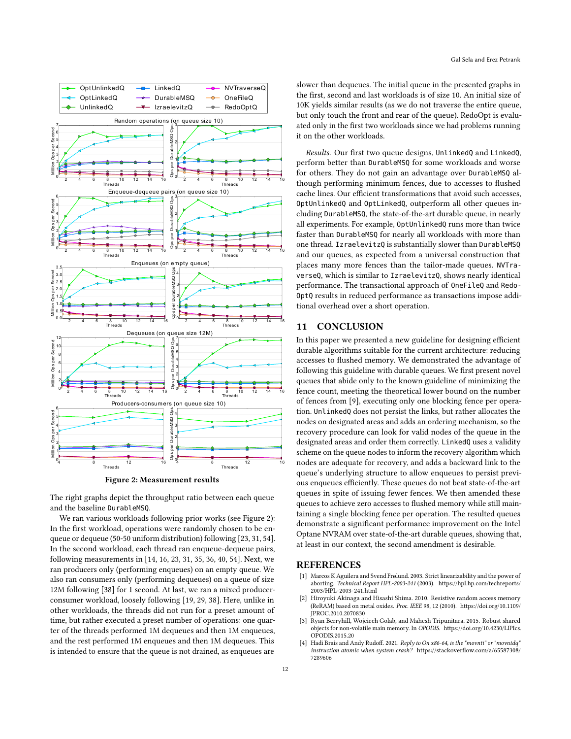Figure 2: Measurement results

The right graphs depict the throughput ratio between each queue and the baseline DurableMSQ.

We ran various workloads following prior works (see Figure 2): In the first workload, operations were randomly chosen to be enqueue or dequeue (50-50 uniform distribution) following [23, 31, 54]. In the second workload, each thread ran enqueue-dequeue pairs, following measurements in [14, 16, 23, 31, 35, 36, 40, 54]. Next, we ran producers only (performing enqueues) on an empty queue. We also ran consumers only (performing dequeues) on a queue of size 12M following [38] for 1 second. At last, we ran a mixed producer-consumer workload, loosely following [19, 29, 38]. Here, unlike in other workloads, the threads did not run for a preset amount of time, but rather executed a preset number of operations: one quarter of the threads performed 1M dequeues and then 1M enqueues, and the rest performed 1M enqueues and then 1M dequeues. This is intended to ensure that the queue is not drained, as enqueues are slower than dequeues. The initial queue in the presented graphs in the first, second and last workloads is of size 10. An initial size of 10K yields similar results (as we do not traverse the entire queue, but only touch the front and rear of the queue). RedoOpt is evaluated only in the first two workloads since we had problems running it on the other workloads.

*Results.* Our first two queue designs, UnlinkedQ and LinkedQ, perform better than DurableMSQ for some workloads and worse for others. They do not gain an advantage over DurableMSQ although performing minimum fences, due to accesses to flushed cache lines. Our efficient transformations that avoid such accesses, OptUnlinkedQ and OptLinkedQ, outperform all other queues including DurableMSQ, the state-of-the-art durable queue, in nearly all experiments. For example, OptUnlinkedQ runs more than twice faster than DurableMSQ for nearly all workloads with more than one thread. IzraelevitzQ is substantially slower than DurableMSQ and our queues, as expected from a universal construction that places many more fences than the tailor-made queues. NVTraverseQ, which is similar to IzraelevitzQ, shows nearly identical performance. The transactional approach of OneFileQ and RedoOptQ results in reduced performance as transactions impose additional overhead over a short operation.

## 11 CONCLUSION

In this paper we presented a new guideline for designing efficient durable algorithms suitable for the current architecture: reducing accesses to flushed memory. We demonstrated the advantage of following this guideline with durable queues. We first present novel queues that abide only to the known guideline of minimizing the fence count, meeting the theoretical lower bound on the number of fences from [9], executing only one blocking fence per operation. UnlinkedQ does not persist the links, but rather allocates the nodes on designated areas and adds an ordering mechanism, so the recovery procedure can look for valid nodes of the queue in the designated areas and order them correctly. LinkedQ uses a validity scheme on the queue nodes to inform the recovery algorithm which nodes are adequate for recovery, and adds a backward link to the queue's underlying structure to allow enqueues to persist previous enqueues efficiently. These queues do not beat state-of-the-art queues in spite of issuing fewer fences. We then amended these queues to achieve zero accesses to flushed memory while still maintaining a single blocking fence per operation. The resulted queues demonstrate a significant performance improvement on the Intel Optane NVRAM over state-of-the-art durable queues, showing that, at least in our context, the second amendment is desirable.

## REFERENCES

[1] Marcos K Aguilera and Svend Frølund. 2003. Strict linearizability and the power of aborting. *Technical Report HPL-2003-241* (2003). https://hpl.hp.com/techreports/2003/HPL-2003-241.html

[2] Hiroyuki Akinaga and Hisashi Shima. 2010. Resistive random access memory (ReRAM) based on metal oxides. *Proc. IEEE* 98, 12 (2010). https://doi.org/10.1109/JPROC.2010.2070830

[3] Ryan Berryhill, Wojciech Golab, and Mahesh Tripunitara. 2015. Robust shared objects for non-volatile main memory. In *OPODIS*. https://doi.org/10.4230/LIPIcs.OPODIS.2015.20

[4] Hadi Brais and Andy Rudoff. 2021. *Reply to On x86-64, is the "movnti" or "movntdq" instruction atomic when system crash?* https://stackoverflow.com/a/65587308/7289606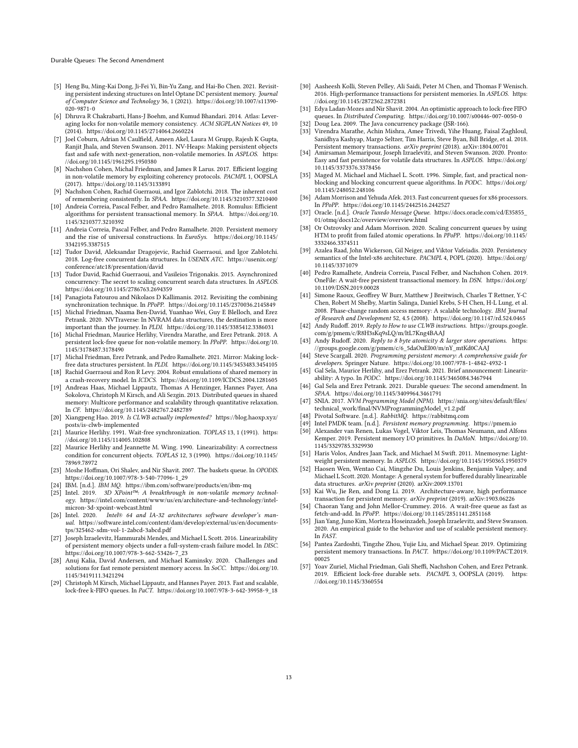- [5] Heng Bu, Ming-Kai Dong, Ji-Fei Yi, Bin-Yu Zang, and Hai-Bo Chen. 2021. Revisiting persistent indexing structures on Intel Optane DC persistent memory. *Journal of Computer Science and Technology* 36, 1 (2021). https://doi.org/10.1007/s11390-020-9871-0
- [6] Dhruva R Chakrabarti, Hans-J Boehm, and Kumud Bhandari. 2014. Atlas: Leveraging locks for non-volatile memory consistency. *ACM SIGPLAN Notices* 49, 10 (2014). https://doi.org/10.1145/2714064.2660224
- [7] Joel Coburn, Adrian M Caulfield, Ameen Akel, Laura M Grupp, Rajesh K Gupta, Ranjit Jhala, and Steven Swanson. 2011. NV-Heaps: Making persistent objects fast and safe with next-generation, non-volatile memories. In *ASPLOS*. https://doi.org/10.1145/1961295.1950380
- [8] Nachshon Cohen, Michal Friedman, and James R Larus. 2017. Efficient logging in non-volatile memory by exploiting coherency protocols. *PACMPL* 1, OOPSLA (2017). https://doi.org/10.1145/3133891
- [9] Nachshon Cohen, Rachid Guerraoui, and Igor Zablotchi. 2018. The inherent cost of remembering consistently. In *SPAA*. https://doi.org/10.1145/3210377.3210400
- [10] Andreia Correia, Pascal Felber, and Pedro Ramalhete. 2018. Romulus: Efficient algorithms for persistent transactional memory. In *SPAA*. https://doi.org/10.1145/3210377.3210392
- [11] Andreia Correia, Pascal Felber, and Pedro Ramalhete. 2020. Persistent memory and the rise of universal constructions. In *EuroSys*. https://doi.org/10.1145/3342195.3387515
- [12] Tudor David, Aleksandar Dragojevic, Rachid Guerraoui, and Igor Zablotchi. 2018. Log-free concurrent data structures. In *USENIX ATC*. https://usenix.org/conference/atc18/presentation/david
- [13] Tudor David, Rachid Guerraoui, and Vasileios Trigonakis. 2015. Asynchronized concurrency: The secret to scaling concurrent search data structures. In *ASPLOS*. https://doi.org/10.1145/2786763.2694359
- [14] Panagiota Fatourou and Nikolaos D Kallimanis. 2012. Revisiting the combining synchronization technique. In *PPoPP*. https://doi.org/10.1145/2370036.2145849
- [15] Michal Friedman, Naama Ben-David, Yuanhao Wei, Guy E Blelloch, and Erez Petrank. 2020. NVTraverse: In NVRAM data structures, the destination is more important than the journey. In *PLDI*. https://doi.org/10.1145/3385412.3386031
- [16] Michal Friedman, Maurice Herlihy, Virendra Marathe, and Erez Petrank. 2018. A persistent lock-free queue for non-volatile memory. In *PPoPP*. https://doi.org/10.1145/3178487.3178490
- [17] Michal Friedman, Erez Petrank, and Pedro Ramalhete. 2021. Mirror: Making lock-free data structures persistent. In *PLDI*. https://doi.org/10.1145/3453483.3454105
- [18] Rachid Guerraoui and Ron R Levy. 2004. Robust emulations of shared memory in a crash-recovery model. In *ICDCS*. https://doi.org/10.1109/ICDCS.2004.1281605
- [19] Andreas Haas, Michael Lippautz, Thomas A Henzinger, Hannes Payer, Ana Sokolova, Christoph M Kirsch, and Ali Sezgin. 2013. Distributed queues in shared memory: Multicore performance and scalability through quantitative relaxation. In *CF*. https://doi.org/10.1145/2482767.2482789
- [20] Xiangpeng Hao. 2019. *Is CLWB actually implemented?* https://blog.haoxp.xyz/posts/is-clwb-implemented
- [21] Maurice Herlihy. 1991. Wait-free synchronization. *TOPLAS* 13, 1 (1991). https://doi.org/10.1145/114005.102808
- [22] Maurice Herlihy and Jeannette M. Wing. 1990. Linearizability: A correctness condition for concurrent objects. *TOPLAS* 12, 3 (1990). https://doi.org/10.1145/78969.78972
- [23] Moshe Hoffman, Ori Shalev, and Nir Shavit. 2007. The baskets queue. In *OPODIS*. https://doi.org/10.1007/978-3-540-77096-1_29
- [24] IBM. [n.d.]. *IBM MQ*. https://ibm.com/software/products/en/ibm-mq
- [25] Intel. 2019. *3D XPoint™: A breakthrough in non-volatile memory technology*. https://intel.com/content/www/us/en/architecture-and-technology/intel-micron-3d-xpoint-webcast.html
- [26] Intel. 2020. *Intel® 64 and IA-32 architectures software developer's manual*. https://software.intel.com/content/dam/develop/external/us/en/documents-tps/325462-sdm-vol-1-2abcd-3abcd.pdf
- [27] Joseph Izraelevitz, Hammurabi Mendes, and Michael L Scott. 2016. Linearizability of persistent memory objects under a full-system-crash failure model. In *DISC*. https://doi.org/10.1007/978-3-662-53426-7_23
- [28] Anuj Kalia, David Andersen, and Michael Kaminsky. 2020. Challenges and solutions for fast remote persistent memory access. In *SoCC*. https://doi.org/10.1145/3419111.3421294
- [29] Christoph M Kirsch, Michael Lippautz, and Hannes Payer. 2013. Fast and scalable, lock-free k-FIFO queues. In *PaCT*. https://doi.org/10.1007/978-3-642-39958-9_18
- [30] Aasheesh Kolli, Steven Pelley, Ali Saidi, Peter M Chen, and Thomas F Wenisch. 2016. High-performance transactions for persistent memories. In *ASPLOS*. https://doi.org/10.1145/2872362.2872381
- [31] Edya Ladan-Mozes and Nir Shavit. 2004. An optimistic approach to lock-free FIFO queues. In *Distributed Computing*. https://doi.org/10.1007/s00446-007-0050-0
- [32] Doug Lea. 2009. The Java concurrency package (JSR-166).
- [33] Virendra Marathe, Achin Mishra, Amee Trivedi, Yihe Huang, Faisal Zaghloul, Sanidhya Kashyap, Margo Seltzer, Tim Harris, Steve Byan, Bill Bridge, et al. 2018. Persistent memory transactions. *arXiv preprint* (2018). arXiv:1804.00701
- [34] Amirsaman Memaripour, Joseph Izraelevitz, and Steven Swanson. 2020. Pronto: Easy and fast persistence for volatile data structures. In *ASPLOS*. https://doi.org/10.1145/3373376.3378456
- [35] Maged M. Michael and Michael L. Scott. 1996. Simple, fast, and practical non-blocking and blocking concurrent queue algorithms. In *PODC*. https://doi.org/10.1145/248052.248106
- [36] Adam Morrison and Yehuda Afek. 2013. Fast concurrent queues for x86 processors. In *PPoPP*. https://doi.org/10.1145/2442516.2442527
- [37] Oracle. [n.d.]. *Oracle Tuxedo Message Queue*. https://docs.oracle.com/cd/E35855_01/otmq/docs12c/overview/overview.html
- [38] Or Ostrovsky and Adam Morrison. 2020. Scaling concurrent queues by using HTM to profit from failed atomic operations. In *PPoPP*. https://doi.org/10.1145/3332466.3374511
- [39] Azalea Raad, John Wickerson, Gil Neiger, and Viktor Vafeiadis. 2020. Persistency semantics of the Intel-x86 architecture. *PACMPL* 4, POPL (2020). https://doi.org/10.1145/3371079
- [40] Pedro Ramalhete, Andreia Correia, Pascal Felber, and Nachshon Cohen. 2019. OneFile: A wait-free persistent transactional memory. In *DSN*. https://doi.org/10.1109/DSN.2019.00028
- [41] Simone Raoux, Geoffrey W Burr, Matthew J Breitwisch, Charles T Rettner, Y-C Chen, Robert M Shelby, Martin Salinga, Daniel Krebs, S-H Chen, H-L Lung, et al. 2008. Phase-change random access memory: A scalable technology. *IBM Journal of Research and Development* 52, 4.5 (2008). https://doi.org/10.1147/rd.524.0465
- [42] Andy Rudoff. 2019. *Reply to How to use CLWB instructions*. https://groups.google.com/g/pmem/c/R8H3sKq9sLQ/m/ltL7Kng4BAAJ
- [43] Andy Rudoff. 2020. *Reply to 8 byte atomicity & larger store operations*. https://groups.google.com/g/pmem/c/6_5daOuEI00/m/nY_mtKd0CAAJ
- [44] Steve Scargall. 2020. *Programming persistent memory: A comprehensive guide for developers*. Springer Nature. https://doi.org/10.1007/978-1-4842-4932-1
- [45] Gal Sela, Maurice Herlihy, and Erez Petrank. 2021. Brief announcement: Linearizability: A typo. In *PODC*. https://doi.org/10.1145/3465084.3467944
- [46] Gal Sela and Erez Petrank. 2021. Durable queues: The second amendment. In *SPAA*. https://doi.org/10.1145/3409964.3461791
- [47] SNIA. 2017. *NVM Programming Model (NPM)*. https://snia.org/sites/default/files/technical_work/final/NVMProgrammingModel_v1.2.pdf
- [48] Pivotal Software. [n.d.]. *RabbitMQ*. https://rabbitmq.com
- [49] Intel PMDK team. [n.d.]. *Persistent memory programming*. https://pmem.io
- [50] Alexander van Renen, Lukas Vogel, Viktor Leis, Thomas Neumann, and Alfons Kemper. 2019. Persistent memory I/O primitives. In *DaMoN*. https://doi.org/10.1145/3329785.3329930
- [51] Haris Volos, Andres Jaan Tack, and Michael M Swift. 2011. Mnemosyne: Lightweight persistent memory. In *ASPLOS*. https://doi.org/10.1145/1950365.1950379
- [52] Haosen Wen, Wentao Cai, Mingzhe Du, Louis Jenkins, Benjamin Valpey, and Michael L Scott. 2020. Montage: A general system for buffered durably linearizable data structures. *arXiv preprint* (2020). arXiv:2009.13701
- [53] Kai Wu, Jie Ren, and Dong Li. 2019. Architecture-aware, high performance transaction for persistent memory. *arXiv preprint* (2019). arXiv:1903.06226
- [54] Chaoran Yang and John Mellor-Crummey. 2016. A wait-free queue as fast as fetch-and-add. In *PPoPP*. https://doi.org/10.1145/2851141.2851168
- [55] Jian Yang, Juno Kim, Morteza Hoseinzadeh, Joseph Izraelevitz, and Steven Swanson. 2020. An empirical guide to the behavior and use of scalable persistent memory. In *FAST*.
- [56] Pantea Zardoshti, Tingzhe Zhou, Yujie Liu, and Michael Spear. 2019. Optimizing persistent memory transactions. In *PACT*. https://doi.org/10.1109/PACT.2019.00025
- [57] Yoav Zuriel, Michal Friedman, Gali Sheffi, Nachshon Cohen, and Erez Petrank. 2019. Efficient lock-free durable sets. *PACMPL* 3, OOPSLA (2019). https://doi.org/10.1145/3360554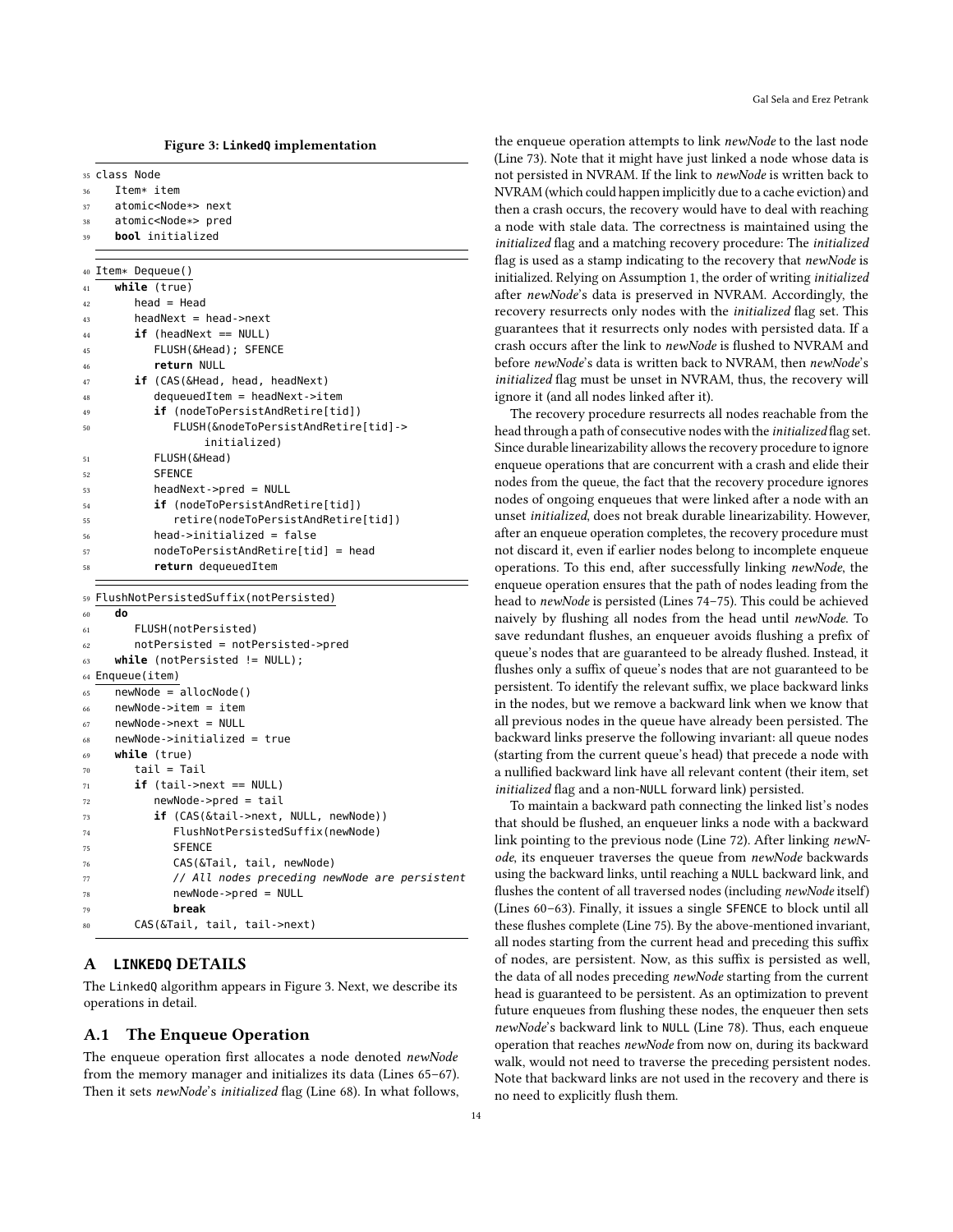**Figure 3: LinkedQ implementation**

```
35 class Node
36    Item* item
37    atomic<Node*> next
38    atomic<Node*> pred
39    bool initialized
```

```
40 Item* Dequeue()
41    while (true)
42       head = Head
43       headNext = head->next
44       if (headNext == NULL)
45          FLUSH(&Head); SFENCE
46          return NULL
47       if (CAS(&Head, head, headNext)
48          dequeuedItem = headNext->item
49          if (nodeToPersistAndRetire[tid])
50             FLUSH(&nodeToPersistAndRetire[tid]->
                      initialized)
51          FLUSH(&Head)
52          SFENCE
53          headNext->pred = NULL
54          if (nodeToPersistAndRetire[tid])
55             retire(nodeToPersistAndRetire[tid])
56          head->initialized = false
57          nodeToPersistAndRetire[tid] = head
58          return dequeuedItem
```

```
59 FlushNotPersistedSuffix(notPersisted)
60    do
61       FLUSH(notPersisted)
62       notPersisted = notPersisted->pred
63    while (notPersisted != NULL);
64 Enqueue(item)
65    newNode = allocNode()
66    newNode->item = item
67    newNode->next = NULL
68    newNode->initialized = true
69    while (true)
70       tail = Tail
71       if (tail->next == NULL)
72          newNode->pred = tail
73          if (CAS(&tail->next, NULL, newNode))
74             FlushNotPersistedSuffix(newNode)
75             SFENCE
76             CAS(&Tail, tail, newNode)
77             // All nodes preceding newNode are persistent
78             newNode->pred = NULL
79             break
80       CAS(&Tail, tail, tail->next)
```

## A LINKEDQ DETAILS

The LinkedQ algorithm appears in Figure 3. Next, we describe its operations in detail.

### A.1 The Enqueue Operation

The enqueue operation first allocates a node denoted *newNode* from the memory manager and initializes its data (Lines 65–67). Then it sets *newNode*'s *initialized* flag (Line 68). In what follows, the enqueue operation attempts to link *newNode* to the last node (Line 73). Note that it might have just linked a node whose data is not persisted in NVRAM. If the link to *newNode* is written back to NVRAM (which could happen implicitly due to a cache eviction) and then a crash occurs, the recovery would have to deal with reaching a node with stale data. The correctness is maintained using the *initialized* flag and a matching recovery procedure: The *initialized* flag is used as a stamp indicating to the recovery that *newNode* is initialized. Relying on Assumption 1, the order of writing *initialized* after *newNode*'s data is preserved in NVRAM. Accordingly, the recovery resurrects only nodes with the *initialized* flag set. This guarantees that it resurrects only nodes with persisted data. If a crash occurs after the link to *newNode* is flushed to NVRAM and before *newNode*'s data is written back to NVRAM, then *newNode*'s *initialized* flag must be unset in NVRAM, thus, the recovery will ignore it (and all nodes linked after it).

The recovery procedure resurrects all nodes reachable from the head through a path of consecutive nodes with the *initialized* flag set. Since durable linearizability allows the recovery procedure to ignore enqueue operations that are concurrent with a crash and elide their nodes from the queue, the fact that the recovery procedure ignores nodes of ongoing enqueues that were linked after a node with an unset *initialized*, does not break durable linearizability. However, after an enqueue operation completes, the recovery procedure must not discard it, even if earlier nodes belong to incomplete enqueue operations. To this end, after successfully linking *newNode*, the enqueue operation ensures that the path of nodes leading from the head to *newNode* is persisted (Lines 74–75). This could be achieved naively by flushing all nodes from the head until *newNode*. To save redundant flushes, an enqueuer avoids flushing a prefix of queue's nodes that are guaranteed to be already flushed. Instead, it flushes only a suffix of queue's nodes that are not guaranteed to be persistent. To identify the relevant suffix, we place backward links in the nodes, but we remove a backward link when we know that all previous nodes in the queue have already been persisted. The backward links preserve the following invariant: all queue nodes (starting from the current queue's head) that precede a node with a nullified backward link have all relevant content (their item, set *initialized* flag and a non-NULL forward link) persisted.

To maintain a backward path connecting the linked list's nodes that should be flushed, an enqueuer links a node with a backward link pointing to the previous node (Line 72). After linking *newNode*, its enqueuer traverses the queue from *newNode* backwards using the backward links, until reaching a NULL backward link, and flushes the content of all traversed nodes (including *newNode* itself) (Lines 60–63). Finally, it issues a single SFENCE to block until all these flushes complete (Line 75). By the above-mentioned invariant, all nodes starting from the current head and preceding this suffix of nodes, are persistent. Now, as this suffix is persisted as well, the data of all nodes preceding *newNode* starting from the current head is guaranteed to be persistent. As an optimization to prevent future enqueues from flushing these nodes, the enqueuer then sets *newNode*'s backward link to NULL (Line 78). Thus, each enqueue operation that reaches *newNode* from now on, during its backward walk, would not need to traverse the preceding persistent nodes. Note that backward links are not used in the recovery and there is no need to explicitly flush them.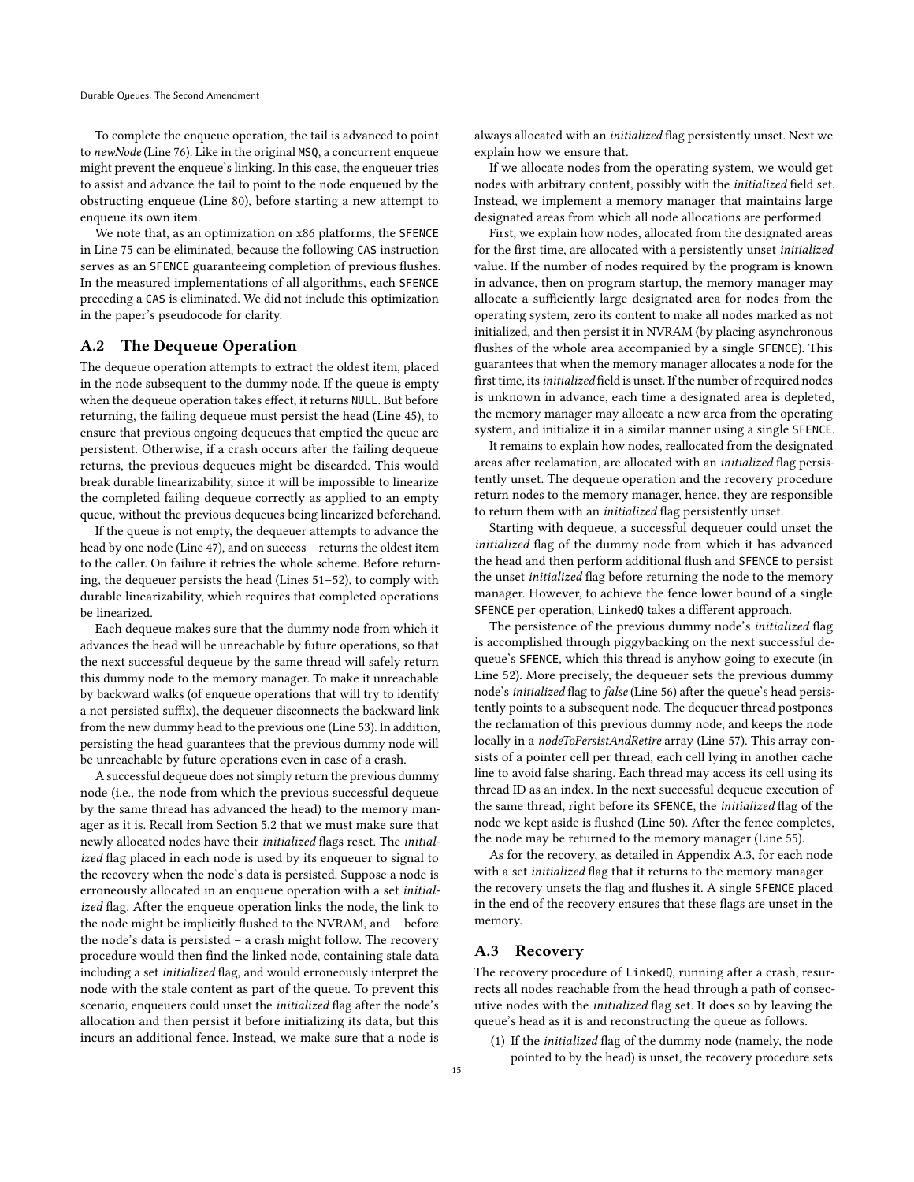To complete the enqueue operation, the tail is advanced to point to *newNode* (Line 76). Like in the original MSQ, a concurrent enqueue might prevent the enqueue's linking. In this case, the enqueuer tries to assist and advance the tail to point to the node enqueued by the obstructing enqueue (Line 80), before starting a new attempt to enqueue its own item.

We note that, as an optimization on x86 platforms, the SFENCE in Line 75 can be eliminated, because the following CAS instruction serves as an SFENCE guaranteeing completion of previous flushes. In the measured implementations of all algorithms, each SFENCE preceding a CAS is eliminated. We did not include this optimization in the paper's pseudocode for clarity.

## A.2 The Dequeue Operation

The dequeue operation attempts to extract the oldest item, placed in the node subsequent to the dummy node. If the queue is empty when the dequeue operation takes effect, it returns NULL. But before returning, the failing dequeue must persist the head (Line 45), to ensure that previous ongoing dequeues that emptied the queue are persistent. Otherwise, if a crash occurs after the failing dequeue returns, the previous dequeues might be discarded. This would break durable linearizability, since it will be impossible to linearize the completed failing dequeue correctly as applied to an empty queue, without the previous dequeues being linearized beforehand.

If the queue is not empty, the dequeuer attempts to advance the head by one node (Line 47), and on success – returns the oldest item to the caller. On failure it retries the whole scheme. Before returning, the dequeuer persists the head (Lines 51–52), to comply with durable linearizability, which requires that completed operations be linearized.

Each dequeue makes sure that the dummy node from which it advances the head will be unreachable by future operations, so that the next successful dequeue by the same thread will safely return this dummy node to the memory manager. To make it unreachable by backward walks (of enqueue operations that will try to identify a not persisted suffix), the dequeuer disconnects the backward link from the new dummy head to the previous one (Line 53). In addition, persisting the head guarantees that the previous dummy node will be unreachable by future operations even in case of a crash.

A successful dequeue does not simply return the previous dummy node (i.e., the node from which the previous successful dequeue by the same thread has advanced the head) to the memory manager as it is. Recall from Section 5.2 that we must make sure that newly allocated nodes have their *initialized* flags reset. The *initialized* flag placed in each node is used by its enqueuer to signal to the recovery when the node's data is persisted. Suppose a node is erroneously allocated in an enqueue operation with a set *initialized* flag. After the enqueue operation links the node, the link to the node might be implicitly flushed to the NVRAM, and – before the node's data is persisted – a crash might follow. The recovery procedure would then find the linked node, containing stale data including a set *initialized* flag, and would erroneously interpret the node with the stale content as part of the queue. To prevent this scenario, enqueuers could unset the *initialized* flag after the node's allocation and then persist it before initializing its data, but this incurs an additional fence. Instead, we make sure that a node is always allocated with an *initialized* flag persistently unset. Next we explain how we ensure that.

If we allocate nodes from the operating system, we would get nodes with arbitrary content, possibly with the *initialized* field set. Instead, we implement a memory manager that maintains large designated areas from which all node allocations are performed.

First, we explain how nodes, allocated from the designated areas for the first time, are allocated with a persistently unset *initialized* value. If the number of nodes required by the program is known in advance, then on program startup, the memory manager may allocate a sufficiently large designated area for nodes from the operating system, zero its content to make all nodes marked as not initialized, and then persist it in NVRAM (by placing asynchronous flushes of the whole area accompanied by a single SFENCE). This guarantees that when the memory manager allocates a node for the first time, its *initialized* field is unset. If the number of required nodes is unknown in advance, each time a designated area is depleted, the memory manager may allocate a new area from the operating system, and initialize it in a similar manner using a single SFENCE.

It remains to explain how nodes, reallocated from the designated areas after reclamation, are allocated with an *initialized* flag persistently unset. The dequeue operation and the recovery procedure return nodes to the memory manager, hence, they are responsible to return them with an *initialized* flag persistently unset.

Starting with dequeue, a successful dequeuer could unset the *initialized* flag of the dummy node from which it has advanced the head and then perform additional flush and SFENCE to persist the unset *initialized* flag before returning the node to the memory manager. However, to achieve the fence lower bound of a single SFENCE per operation, LinkedQ takes a different approach.

The persistence of the previous dummy node's *initialized* flag is accomplished through piggybacking on the next successful dequeue's SFENCE, which this thread is anyhow going to execute (in Line 52). More precisely, the dequeuer sets the previous dummy node's *initialized* flag to *false* (Line 56) after the queue's head persistently points to a subsequent node. The dequeuer thread postpones the reclamation of this previous dummy node, and keeps the node locally in a *nodeToPersistAndRetire* array (Line 57). This array consists of a pointer cell per thread, each cell lying in another cache line to avoid false sharing. Each thread may access its cell using its thread ID as an index. In the next successful dequeue execution of the same thread, right before its SFENCE, the *initialized* flag of the node we kept aside is flushed (Line 50). After the fence completes, the node may be returned to the memory manager (Line 55).

As for the recovery, as detailed in Appendix A.3, for each node with a set *initialized* flag that it returns to the memory manager – the recovery unsets the flag and flushes it. A single SFENCE placed in the end of the recovery ensures that these flags are unset in the memory.

## A.3 Recovery

The recovery procedure of LinkedQ, running after a crash, resurrects all nodes reachable from the head through a path of consecutive nodes with the *initialized* flag set. It does so by leaving the queue's head as it is and reconstructing the queue as follows.

(1) If the *initialized* flag of the dummy node (namely, the node pointed to by the head) is unset, the recovery procedure sets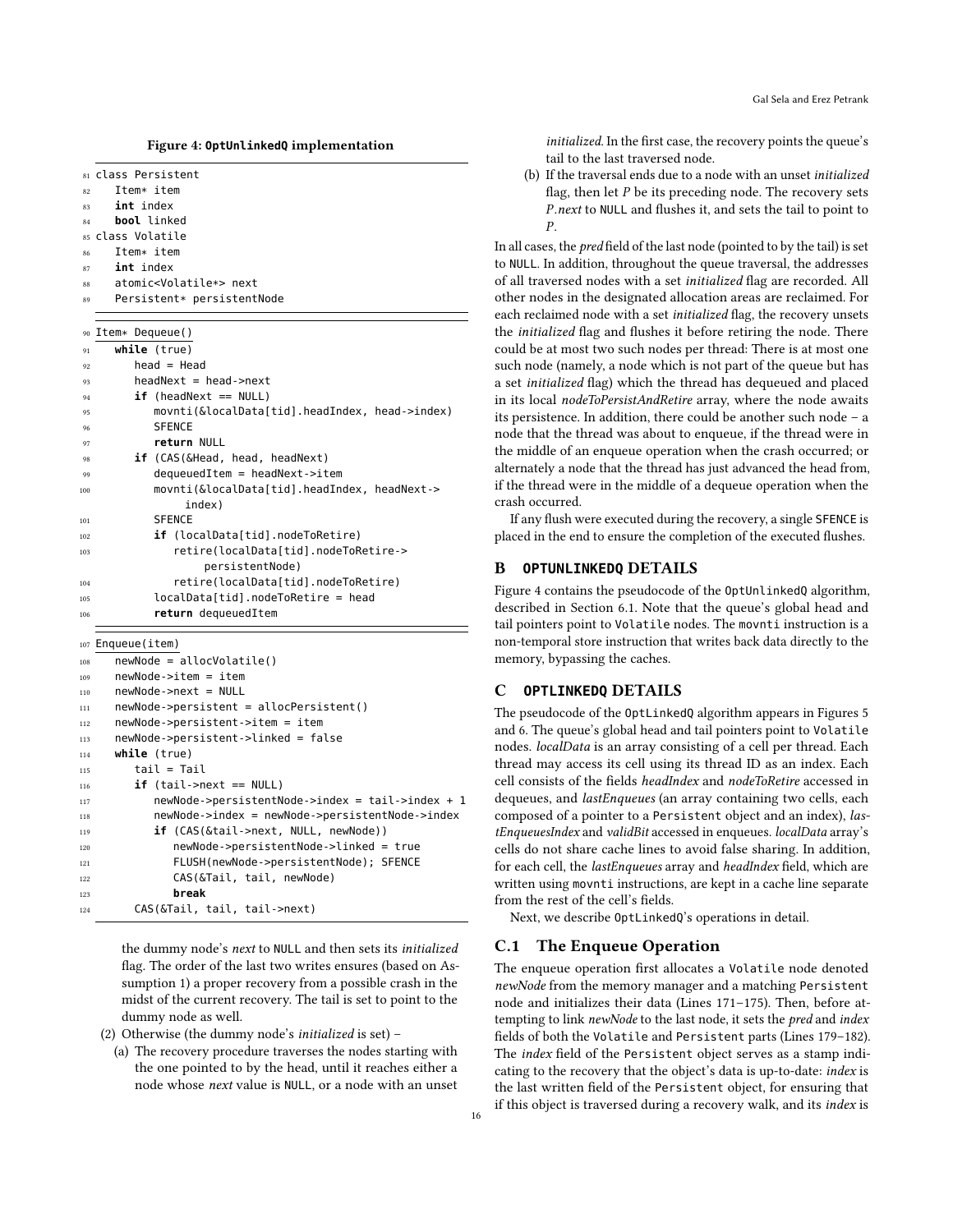**Figure 4: OptUnlinkedQ implementation**

```
81 class Persistent
82    Item* item
83    int index
84    bool linked
85 class Volatile
86    Item* item
87    int index
88    atomic<Volatile*> next
89    Persistent* persistentNode
```

```
90 Item* Dequeue()
91    while (true)
92       head = Head
93       headNext = head->next
94       if (headNext == NULL)
95          movnti(&localData[tid].headIndex, head->index)
96          SFENCE
97          return NULL
98       if (CAS(&Head, head, headNext)
99          dequeuedItem = headNext->item
100         movnti(&localData[tid].headIndex, headNext->
                index)
101         SFENCE
102         if (localData[tid].nodeToRetire)
103            retire(localData[tid].nodeToRetire->
                   persistentNode)
104            retire(localData[tid].nodeToRetire)
105         localData[tid].nodeToRetire = head
106         return dequeuedItem
```

```
107 Enqueue(item)
108    newNode = allocVolatile()
109    newNode->item = item
110    newNode->next = NULL
111    newNode->persistent = allocPersistent()
112    newNode->persistent->item = item
113    newNode->persistent->linked = false
114    while (true)
115       tail = Tail
116       if (tail->next == NULL)
117          newNode->persistentNode->index = tail->index + 1
118          newNode->index = newNode->persistentNode->index
119          if (CAS(&tail->next, NULL, newNode))
120             newNode->persistentNode->linked = true
121             FLUSH(newNode->persistentNode); SFENCE
122             CAS(&Tail, tail, newNode)
123             break
124       CAS(&Tail, tail, tail->next)
```

the dummy node's *next* to NULL and then sets its *initialized* flag. The order of the last two writes ensures (based on Assumption 1) a proper recovery from a possible crash in the midst of the current recovery. The tail is set to point to the dummy node as well.

(2) Otherwise (the dummy node's *initialized* is set) –
   (a) The recovery procedure traverses the nodes starting with the one pointed to by the head, until it reaches either a node whose *next* value is NULL, or a node with an unset *initialized*. In the first case, the recovery points the queue's tail to the last traversed node.
   (b) If the traversal ends due to a node with an unset *initialized* flag, then let $P$ be its preceding node. The recovery sets $P.next$ to NULL and flushes it, and sets the tail to point to $P$.

In all cases, the *pred* field of the last node (pointed to by the tail) is set to NULL. In addition, throughout the queue traversal, the addresses of all traversed nodes with a set *initialized* flag are recorded. All other nodes in the designated allocation areas are reclaimed. For each reclaimed node with a set *initialized* flag, the recovery unsets the *initialized* flag and flushes it before retiring the node. There could be at most two such nodes per thread: There is at most one such node (namely, a node which is not part of the queue but has a set *initialized* flag) which the thread has dequeued and placed in its local *nodeToPersistAndRetire* array, where the node awaits its persistence. In addition, there could be another such node – a node that the thread was about to enqueue, if the thread were in the middle of an enqueue operation when the crash occurred; or alternately a node that the thread has just advanced the head from, if the thread were in the middle of a dequeue operation when the crash occurred.

If any flush were executed during the recovery, a single SFENCE is placed in the end to ensure the completion of the executed flushes.

## B OPTUNLINKEDQ DETAILS

Figure 4 contains the pseudocode of the OptUnlinkedQ algorithm, described in Section 6.1. Note that the queue's global head and tail pointers point to Volatile nodes. The movnti instruction is a non-temporal store instruction that writes back data directly to the memory, bypassing the caches.

## C OPTLINKEDQ DETAILS

The pseudocode of the OptLinkedQ algorithm appears in Figures 5 and 6. The queue's global head and tail pointers point to Volatile nodes. *localData* is an array consisting of a cell per thread. Each thread may access its cell using its thread ID as an index. Each cell consists of the fields *headIndex* and *nodeToRetire* accessed in dequeues, and *lastEnqueues* (an array containing two cells, each composed of a pointer to a Persistent object and an index), *lastEnqueuesIndex* and *validBit* accessed in enqueues. *localData* array's cells do not share cache lines to avoid false sharing. In addition, for each cell, the *lastEnqueues* array and *headIndex* field, which are written using movnti instructions, are kept in a cache line separate from the rest of the cell's fields.

Next, we describe OptLinkedQ's operations in detail.

### C.1 The Enqueue Operation

The enqueue operation first allocates a Volatile node denoted *newNode* from the memory manager and a matching Persistent node and initializes their data (Lines 171–175). Then, before attempting to link *newNode* to the last node, it sets the *pred* and *index* fields of both the Volatile and Persistent parts (Lines 179–182). The *index* field of the Persistent object serves as a stamp indicating to the recovery that the object's data is up-to-date: *index* is the last written field of the Persistent object, for ensuring that if this object is traversed during a recovery walk, and its *index* is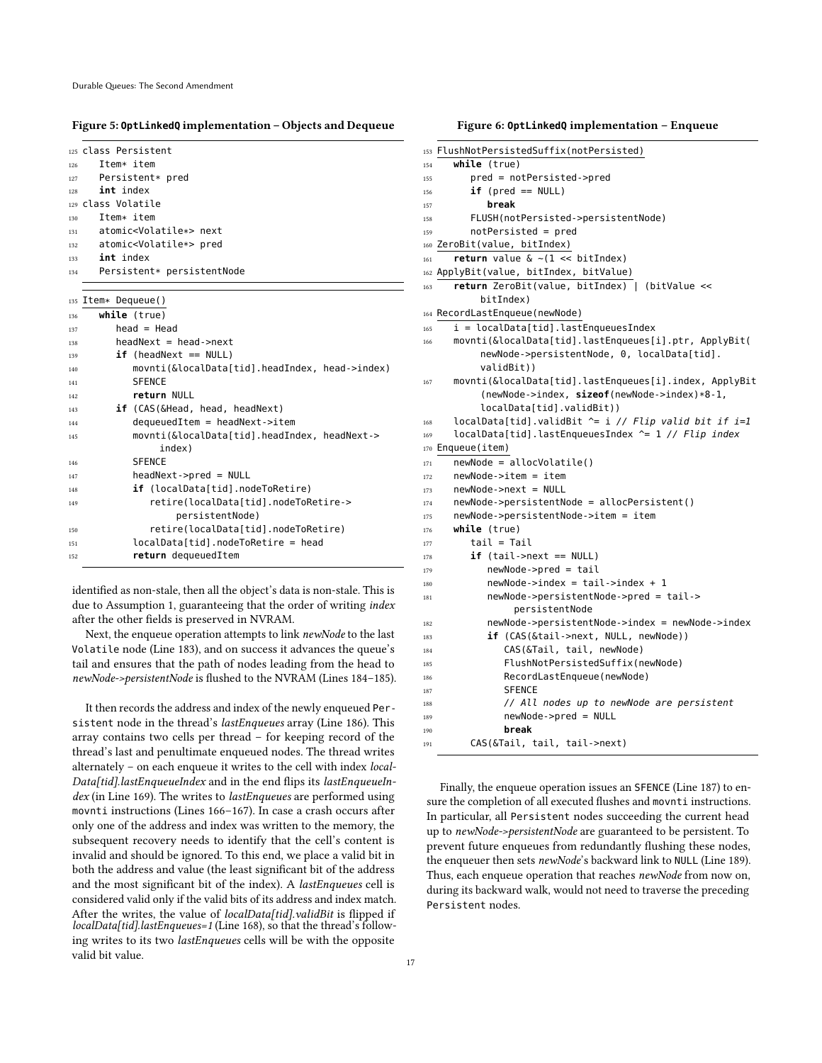**Figure 5: OptLinkedQ implementation – Objects and Dequeue**

```
125 class Persistent
126    Item* item
127    Persistent* pred
128    int index
129 class Volatile
130    Item* item
131    atomic<Volatile*> next
132    atomic<Volatile*> pred
133    int index
134    Persistent* persistentNode
```

```
135 Item* Dequeue()
136    while (true)
137       head = Head
138       headNext = head->next
139       if (headNext == NULL)
140          movnti(&localData[tid].headIndex, head->index)
141          SFENCE
142          return NULL
143       if (CAS(&Head, head, headNext)
144          dequeuedItem = headNext->item
145          movnti(&localData[tid].headIndex, headNext->
                 index)
146          SFENCE
147          headNext->pred = NULL
148          if (localData[tid].nodeToRetire)
149             retire(localData[tid].nodeToRetire->
                    persistentNode)
150             retire(localData[tid].nodeToRetire)
151          localData[tid].nodeToRetire = head
152          return dequeuedItem
```

identified as non-stale, then all the object's data is non-stale. This is due to Assumption 1, guaranteeing that the order of writing *index* after the other fields is preserved in NVRAM.

Next, the enqueue operation attempts to link *newNode* to the last Volatile node (Line 183), and on success it advances the queue's tail and ensures that the path of nodes leading from the head to *newNode->persistentNode* is flushed to the NVRAM (Lines 184–185).

It then records the address and index of the newly enqueued Persistent node in the thread's *lastEnqueues* array (Line 186). This array contains two cells per thread – for keeping record of the thread's last and penultimate enqueued nodes. The thread writes alternately – on each enqueue it writes to the cell with index *localData[tid].lastEnqueueIndex* and in the end flips its *lastEnqueueIndex* (in Line 169). The writes to *lastEnqueues* are performed using movnti instructions (Lines 166–167). In case a crash occurs after only one of the address and index was written to the memory, the subsequent recovery needs to identify that the cell's content is invalid and should be ignored. To this end, we place a valid bit in both the address and value (the least significant bit of the address and the most significant bit of the index). A *lastEnqueues* cell is considered valid only if the valid bits of its address and index match. After the writes, the value of *localData[tid].validBit* is flipped if *localData[tid].lastEnqueues=1* (Line 168), so that the thread's following writes to its two *lastEnqueues* cells will be with the opposite valid bit value.

**Figure 6: OptLinkedQ implementation – Enqueue**

```
153 FlushNotPersistedSuffix(notPersisted)
154    while (true)
155       pred = notPersisted->pred
156       if (pred == NULL)
157          break
158       FLUSH(notPersisted->persistentNode)
159       notPersisted = pred
160 ZeroBit(value, bitIndex)
161    return value & ~(1 << bitIndex)
162 ApplyBit(value, bitIndex, bitValue)
163    return ZeroBit(value, bitIndex) | (bitValue <<
          bitIndex)
164 RecordLastEnqueue(newNode)
165    i = localData[tid].lastEnqueuesIndex
166    movnti(&localData[tid].lastEnqueues[i].ptr, ApplyBit(
          newNode->persistentNode, 0, localData[tid].
          validBit))
167    movnti(&localData[tid].lastEnqueues[i].index, ApplyBit
          (newNode->index, sizeof(newNode->index)*8-1,
          localData[tid].validBit))
168    localData[tid].validBit ^= i // Flip valid bit if i=1
169    localData[tid].lastEnqueuesIndex ^= 1 // Flip index
170 Enqueue(item)
171    newNode = allocVolatile()
172    newNode->item = item
173    newNode->next = NULL
174    newNode->persistentNode = allocPersistent()
175    newNode->persistentNode->item = item
176    while (true)
177       tail = Tail
178       if (tail->next == NULL)
179          newNode->pred = tail
180          newNode->index = tail->index + 1
181          newNode->persistentNode->pred = tail->
                persistentNode
182          newNode->persistentNode->index = newNode->index
183          if (CAS(&tail->next, NULL, newNode))
184             CAS(&Tail, tail, newNode)
185             FlushNotPersistedSuffix(newNode)
186             RecordLastEnqueue(newNode)
187             SFENCE
188             // All nodes up to newNode are persistent
189             newNode->pred = NULL
190             break
191       CAS(&Tail, tail, tail->next)
```

Finally, the enqueue operation issues an SFENCE (Line 187) to ensure the completion of all executed flushes and movnti instructions. In particular, all Persistent nodes succeeding the current head up to *newNode->persistentNode* are guaranteed to be persistent. To prevent future enqueues from redundantly flushing these nodes, the enqueuer then sets *newNode*'s backward link to NULL (Line 189). Thus, each enqueue operation that reaches *newNode* from now on, during its backward walk, would not need to traverse the preceding Persistent nodes.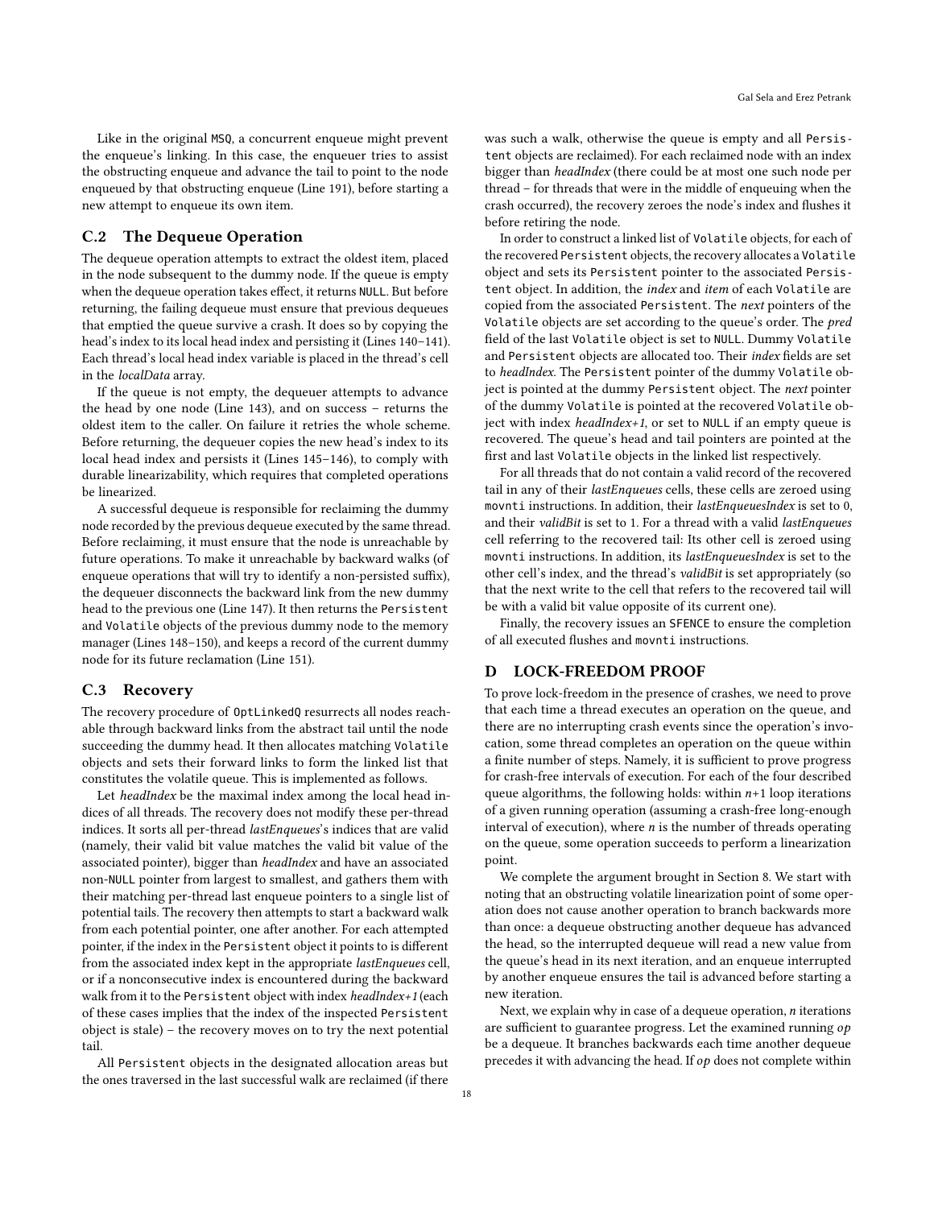Like in the original MSQ, a concurrent enqueue might prevent the enqueue's linking. In this case, the enqueuer tries to assist the obstructing enqueue and advance the tail to point to the node enqueued by that obstructing enqueue (Line 191), before starting a new attempt to enqueue its own item.

## C.2 The Dequeue Operation

The dequeue operation attempts to extract the oldest item, placed in the node subsequent to the dummy node. If the queue is empty when the dequeue operation takes effect, it returns NULL. But before returning, the failing dequeue must ensure that previous dequeues that emptied the queue survive a crash. It does so by copying the head's index to its local head index and persisting it (Lines 140–141). Each thread's local head index variable is placed in the thread's cell in the *localData* array.

If the queue is not empty, the dequeuer attempts to advance the head by one node (Line 143), and on success – returns the oldest item to the caller. On failure it retries the whole scheme. Before returning, the dequeuer copies the new head's index to its local head index and persists it (Lines 145–146), to comply with durable linearizability, which requires that completed operations be linearized.

A successful dequeue is responsible for reclaiming the dummy node recorded by the previous dequeue executed by the same thread. Before reclaiming, it must ensure that the node is unreachable by future operations. To make it unreachable by backward walks (of enqueue operations that will try to identify a non-persisted suffix), the dequeuer disconnects the backward link from the new dummy head to the previous one (Line 147). It then returns the Persistent and Volatile objects of the previous dummy node to the memory manager (Lines 148–150), and keeps a record of the current dummy node for its future reclamation (Line 151).

## C.3 Recovery

The recovery procedure of OptLinkedQ resurrects all nodes reachable through backward links from the abstract tail until the node succeeding the dummy head. It then allocates matching Volatile objects and sets their forward links to form the linked list that constitutes the volatile queue. This is implemented as follows.

Let *headIndex* be the maximal index among the local head indices of all threads. The recovery does not modify these per-thread indices. It sorts all per-thread *lastEnqueues*'s indices that are valid (namely, their valid bit value matches the valid bit value of the associated pointer), bigger than *headIndex* and have an associated non-NULL pointer from largest to smallest, and gathers them with their matching per-thread last enqueue pointers to a single list of potential tails. The recovery then attempts to start a backward walk from each potential pointer, one after another. For each attempted pointer, if the index in the Persistent object it points to is different from the associated index kept in the appropriate *lastEnqueues* cell, or if a nonconsecutive index is encountered during the backward walk from it to the Persistent object with index *headIndex+1* (each of these cases implies that the index of the inspected Persistent object is stale) – the recovery moves on to try the next potential tail.

All Persistent objects in the designated allocation areas but the ones traversed in the last successful walk are reclaimed (if there was such a walk, otherwise the queue is empty and all Persistent objects are reclaimed). For each reclaimed node with an index bigger than *headIndex* (there could be at most one such node per thread – for threads that were in the middle of enqueuing when the crash occurred), the recovery zeroes the node's index and flushes it before retiring the node.

In order to construct a linked list of Volatile objects, for each of the recovered Persistent objects, the recovery allocates a Volatile object and sets its Persistent pointer to the associated Persistent object. In addition, the *index* and *item* of each Volatile are copied from the associated Persistent. The *next* pointers of the Volatile objects are set according to the queue's order. The *pred* field of the last Volatile object is set to NULL. Dummy Volatile and Persistent objects are allocated too. Their *index* fields are set to *headIndex*. The Persistent pointer of the dummy Volatile object is pointed at the dummy Persistent object. The *next* pointer of the dummy Volatile is pointed at the recovered Volatile object with index *headIndex+1*, or set to NULL if an empty queue is recovered. The queue's head and tail pointers are pointed at the first and last Volatile objects in the linked list respectively.

For all threads that do not contain a valid record of the recovered tail in any of their *lastEnqueues* cells, these cells are zeroed using movnti instructions. In addition, their *lastEnqueuesIndex* is set to 0, and their *validBit* is set to 1. For a thread with a valid *lastEnqueues* cell referring to the recovered tail: Its other cell is zeroed using movnti instructions. In addition, its *lastEnqueuesIndex* is set to the other cell's index, and the thread's *validBit* is set appropriately (so that the next write to the cell that refers to the recovered tail will be with a valid bit value opposite of its current one).

Finally, the recovery issues an SFENCE to ensure the completion of all executed flushes and movnti instructions.

# D LOCK-FREEDOM PROOF

To prove lock-freedom in the presence of crashes, we need to prove that each time a thread executes an operation on the queue, and there are no interrupting crash events since the operation's invocation, some thread completes an operation on the queue within a finite number of steps. Namely, it is sufficient to prove progress for crash-free intervals of execution. For each of the four described queue algorithms, the following holds: within $n+1$ loop iterations of a given running operation (assuming a crash-free long-enough interval of execution), where $n$ is the number of threads operating on the queue, some operation succeeds to perform a linearization point.

We complete the argument brought in Section 8. We start with noting that an obstructing volatile linearization point of some operation does not cause another operation to branch backwards more than once: a dequeue obstructing another dequeue has advanced the head, so the interrupted dequeue will read a new value from the queue's head in its next iteration, and an enqueue interrupted by another enqueue ensures the tail is advanced before starting a new iteration.

Next, we explain why in case of a dequeue operation, $n$ iterations are sufficient to guarantee progress. Let the examined running *op* be a dequeue. It branches backwards each time another dequeue precedes it with advancing the head. If *op* does not complete within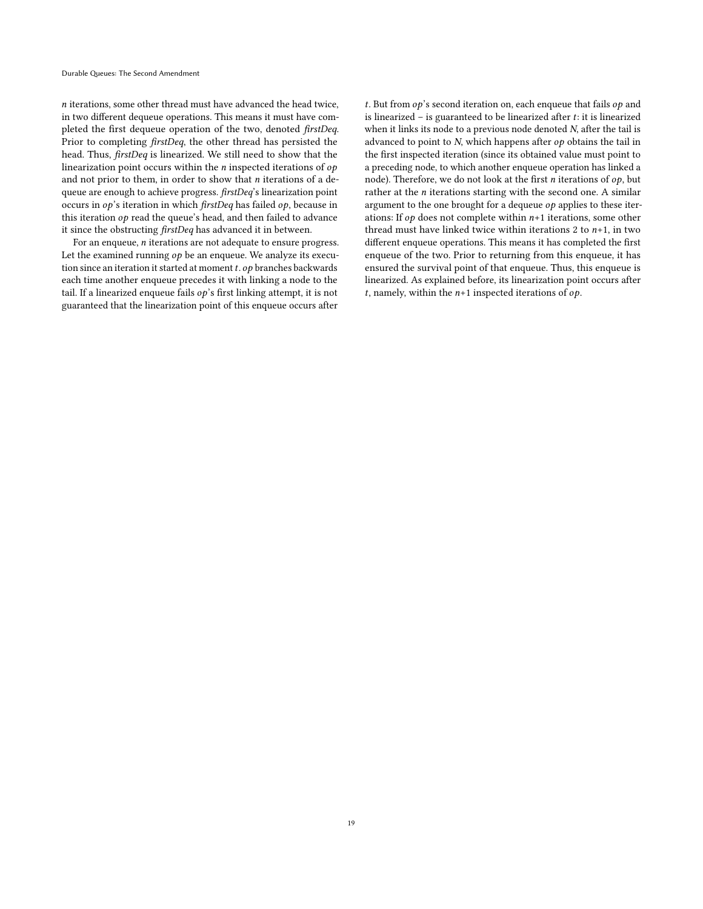*n* iterations, some other thread must have advanced the head twice, in two different dequeue operations. This means it must have completed the first dequeue operation of the two, denoted *firstDeq*. Prior to completing *firstDeq*, the other thread has persisted the head. Thus, *firstDeq* is linearized. We still need to show that the linearization point occurs within the *n* inspected iterations of $op$ and not prior to them, in order to show that *n* iterations of a dequeue are enough to achieve progress. *firstDeq*'s linearization point occurs in $op$'s iteration in which *firstDeq* has failed $op$, because in this iteration $op$ read the queue's head, and then failed to advance it since the obstructing *firstDeq* has advanced it in between.

For an enqueue, *n* iterations are not adequate to ensure progress. Let the examined running $op$ be an enqueue. We analyze its execution since an iteration it started at moment $t$. $op$ branches backwards each time another enqueue precedes it with linking a node to the tail. If a linearized enqueue fails $op$'s first linking attempt, it is not guaranteed that the linearization point of this enqueue occurs after $t$. But from $op$'s second iteration on, each enqueue that fails $op$ and is linearized – is guaranteed to be linearized after $t$: it is linearized when it links its node to a previous node denoted *N*, after the tail is advanced to point to *N*, which happens after $op$ obtains the tail in the first inspected iteration (since its obtained value must point to a preceding node, to which another enqueue operation has linked a node). Therefore, we do not look at the first *n* iterations of $op$, but rather at the *n* iterations starting with the second one. A similar argument to the one brought for a dequeue $op$ applies to these iterations: If $op$ does not complete within $n+1$ iterations, some other thread must have linked twice within iterations 2 to $n+1$, in two different enqueue operations. This means it has completed the first enqueue of the two. Prior to returning from this enqueue, it has ensured the survival point of that enqueue. Thus, this enqueue is linearized. As explained before, its linearization point occurs after $t$, namely, within the $n+1$ inspected iterations of $op$.